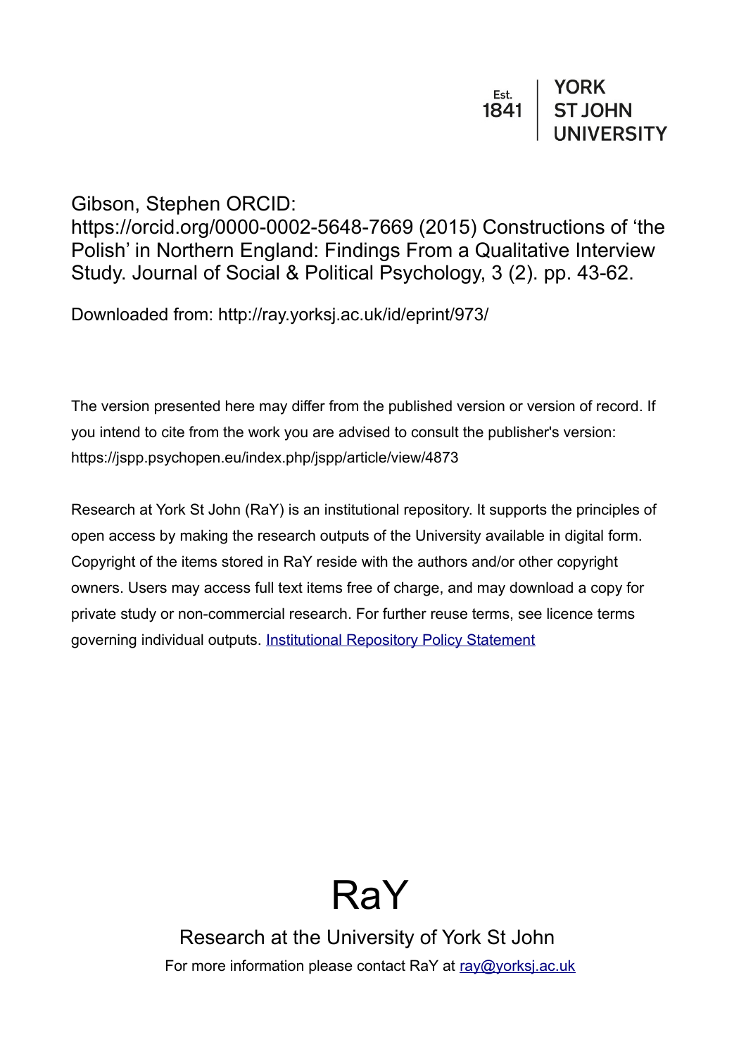Est. 1841 | YORK ST JOHN UNIVERSITY

Gibson, Stephen ORCID: https://orcid.org/0000-0002-5648-7669 (2015) Constructions of ‘the Polish’ in Northern England: Findings From a Qualitative Interview Study. Journal of Social & Political Psychology, 3 (2). pp. 43-62.

Downloaded from: http://ray.yorksj.ac.uk/id/eprint/973/

The version presented here may differ from the published version or version of record. If you intend to cite from the work you are advised to consult the publisher's version: https://jspp.psychopen.eu/index.php/jspp/article/view/4873

Research at York St John (RaY) is an institutional repository. It supports the principles of open access by making the research outputs of the University available in digital form. Copyright of the items stored in RaY reside with the authors and/or other copyright owners. Users may access full text items free of charge, and may download a copy for private study or non-commercial research. For further reuse terms, see licence terms governing individual outputs. [Institutional Repository Policy Statement]

# RaY

Research at the University of York St John

For more information please contact RaY at ray@yorksj.ac.uk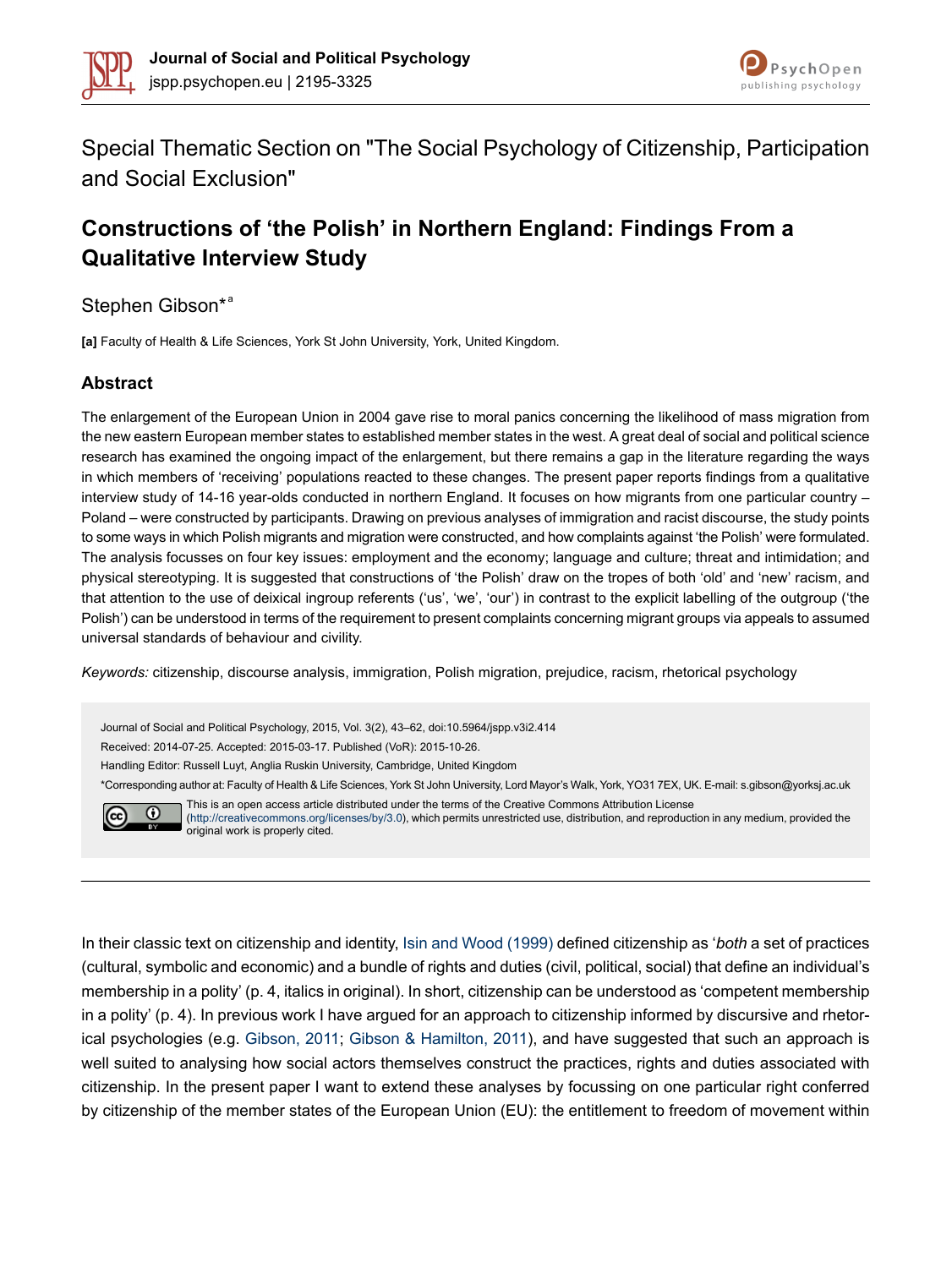Special Thematic Section on "The Social Psychology of Citizenship, Participation and Social Exclusion"

# Constructions of 'the Polish' in Northern England: Findings From a Qualitative Interview Study

Stephen Gibson*[a]

**[a]** Faculty of Health & Life Sciences, York St John University, York, United Kingdom.

## Abstract

The enlargement of the European Union in 2004 gave rise to moral panics concerning the likelihood of mass migration from the new eastern European member states to established member states in the west. A great deal of social and political science research has examined the ongoing impact of the enlargement, but there remains a gap in the literature regarding the ways in which members of 'receiving' populations reacted to these changes. The present paper reports findings from a qualitative interview study of 14-16 year-olds conducted in northern England. It focuses on how migrants from one particular country – Poland – were constructed by participants. Drawing on previous analyses of immigration and racist discourse, the study points to some ways in which Polish migrants and migration were constructed, and how complaints against 'the Polish' were formulated. The analysis focusses on four key issues: employment and the economy; language and culture; threat and intimidation; and physical stereotyping. It is suggested that constructions of 'the Polish' draw on the tropes of both 'old' and 'new' racism, and that attention to the use of deixical ingroup referents ('us', 'we', 'our') in contrast to the explicit labelling of the outgroup ('the Polish') can be understood in terms of the requirement to present complaints concerning migrant groups via appeals to assumed universal standards of behaviour and civility.

*Keywords:* citizenship, discourse analysis, immigration, Polish migration, prejudice, racism, rhetorical psychology

Journal of Social and Political Psychology, 2015, Vol. 3(2), 43–62, doi:10.5964/jspp.v3i2.414

Received: 2014-07-25. Accepted: 2015-03-17. Published (VoR): 2015-10-26.

Handling Editor: Russell Luyt, Anglia Ruskin University, Cambridge, United Kingdom

*Corresponding author at: Faculty of Health & Life Sciences, York St John University, Lord Mayor's Walk, York, YO31 7EX, UK. E-mail: s.gibson@yorksj.ac.uk

This is an open access article distributed under the terms of the Creative Commons Attribution License (http://creativecommons.org/licenses/by/3.0), which permits unrestricted use, distribution, and reproduction in any medium, provided the original work is properly cited.

---

In their classic text on citizenship and identity, Isin and Wood (1999) defined citizenship as '*both* a set of practices (cultural, symbolic and economic) and a bundle of rights and duties (civil, political, social) that define an individual's membership in a polity' (p. 4, italics in original). In short, citizenship can be understood as 'competent membership in a polity' (p. 4). In previous work I have argued for an approach to citizenship informed by discursive and rhetorical psychologies (e.g. Gibson, 2011; Gibson & Hamilton, 2011), and have suggested that such an approach is well suited to analysing how social actors themselves construct the practices, rights and duties associated with citizenship. In the present paper I want to extend these analyses by focussing on one particular right conferred by citizenship of the member states of the European Union (EU): the entitlement to freedom of movement within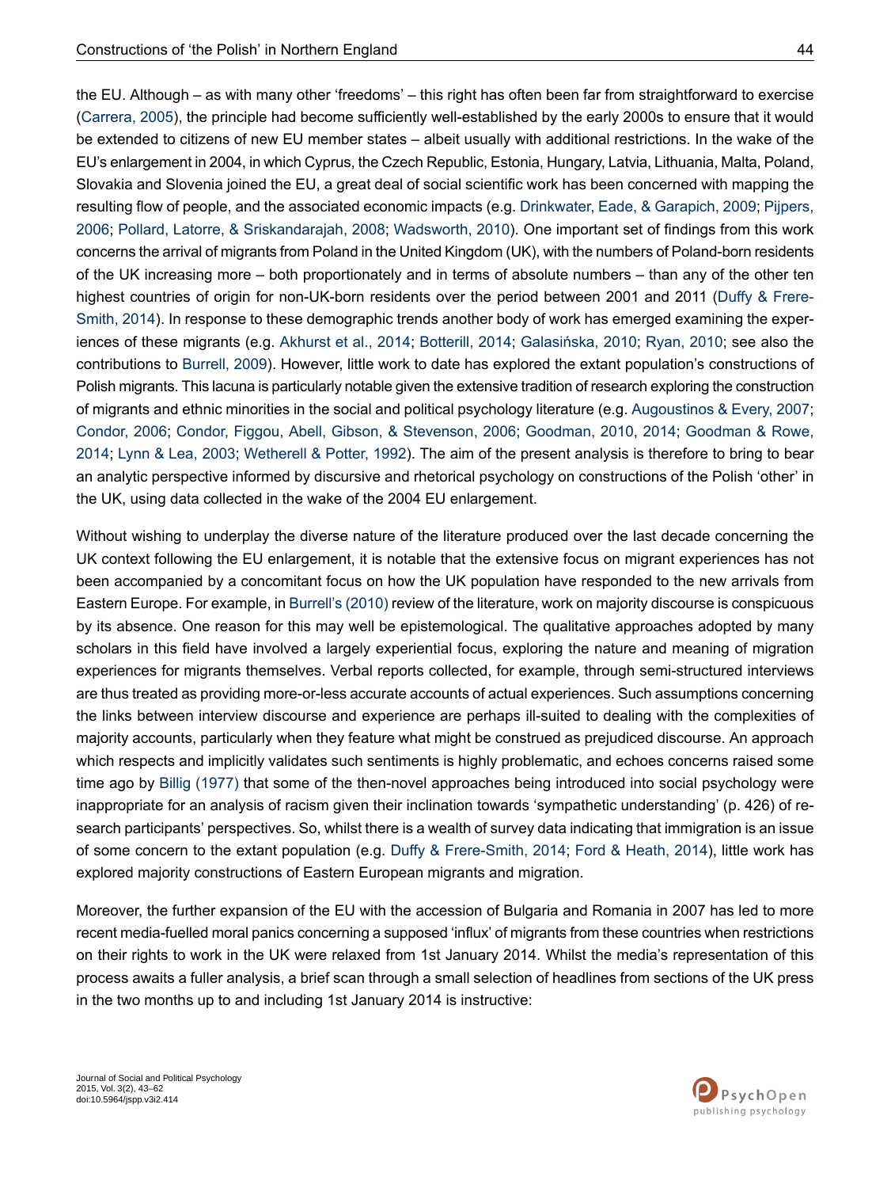the EU. Although – as with many other 'freedoms' – this right has often been far from straightforward to exercise (Carrera, 2005), the principle had become sufficiently well-established by the early 2000s to ensure that it would be extended to citizens of new EU member states – albeit usually with additional restrictions. In the wake of the EU's enlargement in 2004, in which Cyprus, the Czech Republic, Estonia, Hungary, Latvia, Lithuania, Malta, Poland, Slovakia and Slovenia joined the EU, a great deal of social scientific work has been concerned with mapping the resulting flow of people, and the associated economic impacts (e.g. Drinkwater, Eade, & Garapich, 2009; Pijpers, 2006; Pollard, Latorre, & Sriskandarajah, 2008; Wadsworth, 2010). One important set of findings from this work concerns the arrival of migrants from Poland in the United Kingdom (UK), with the numbers of Poland-born residents of the UK increasing more – both proportionately and in terms of absolute numbers – than any of the other ten highest countries of origin for non-UK-born residents over the period between 2001 and 2011 (Duffy & Frere-Smith, 2014). In response to these demographic trends another body of work has emerged examining the experiences of these migrants (e.g. Akhurst et al., 2014; Botterill, 2014; Galasińska, 2010; Ryan, 2010; see also the contributions to Burrell, 2009). However, little work to date has explored the extant population's constructions of Polish migrants. This lacuna is particularly notable given the extensive tradition of research exploring the construction of migrants and ethnic minorities in the social and political psychology literature (e.g. Augoustinos & Every, 2007; Condor, 2006; Condor, Figgou, Abell, Gibson, & Stevenson, 2006; Goodman, 2010, 2014; Goodman & Rowe, 2014; Lynn & Lea, 2003; Wetherell & Potter, 1992). The aim of the present analysis is therefore to bring to bear an analytic perspective informed by discursive and rhetorical psychology on constructions of the Polish 'other' in the UK, using data collected in the wake of the 2004 EU enlargement.

Without wishing to underplay the diverse nature of the literature produced over the last decade concerning the UK context following the EU enlargement, it is notable that the extensive focus on migrant experiences has not been accompanied by a concomitant focus on how the UK population have responded to the new arrivals from Eastern Europe. For example, in Burrell's (2010) review of the literature, work on majority discourse is conspicuous by its absence. One reason for this may well be epistemological. The qualitative approaches adopted by many scholars in this field have involved a largely experiential focus, exploring the nature and meaning of migration experiences for migrants themselves. Verbal reports collected, for example, through semi-structured interviews are thus treated as providing more-or-less accurate accounts of actual experiences. Such assumptions concerning the links between interview discourse and experience are perhaps ill-suited to dealing with the complexities of majority accounts, particularly when they feature what might be construed as prejudiced discourse. An approach which respects and implicitly validates such sentiments is highly problematic, and echoes concerns raised some time ago by Billig (1977) that some of the then-novel approaches being introduced into social psychology were inappropriate for an analysis of racism given their inclination towards 'sympathetic understanding' (p. 426) of research participants' perspectives. So, whilst there is a wealth of survey data indicating that immigration is an issue of some concern to the extant population (e.g. Duffy & Frere-Smith, 2014; Ford & Heath, 2014), little work has explored majority constructions of Eastern European migrants and migration.

Moreover, the further expansion of the EU with the accession of Bulgaria and Romania in 2007 has led to more recent media-fuelled moral panics concerning a supposed 'influx' of migrants from these countries when restrictions on their rights to work in the UK were relaxed from 1st January 2014. Whilst the media's representation of this process awaits a fuller analysis, a brief scan through a small selection of headlines from sections of the UK press in the two months up to and including 1st January 2014 is instructive: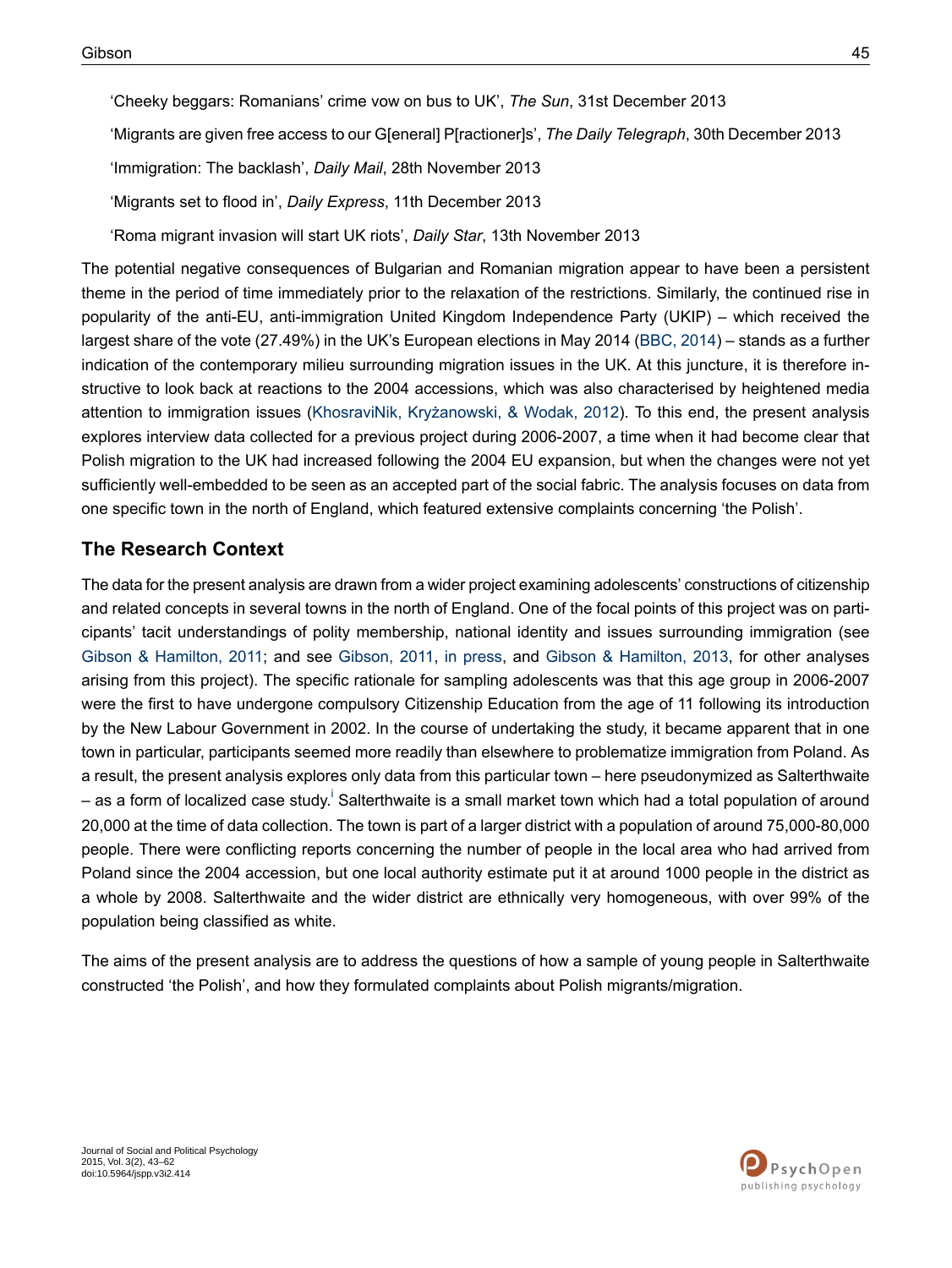'Cheeky beggars: Romanians' crime vow on bus to UK', *The Sun*, 31st December 2013

'Migrants are given free access to our G[eneral] P[ractioner]s', *The Daily Telegraph*, 30th December 2013

'Immigration: The backlash', *Daily Mail*, 28th November 2013

'Migrants set to flood in', *Daily Express*, 11th December 2013

'Roma migrant invasion will start UK riots', *Daily Star*, 13th November 2013

The potential negative consequences of Bulgarian and Romanian migration appear to have been a persistent theme in the period of time immediately prior to the relaxation of the restrictions. Similarly, the continued rise in popularity of the anti-EU, anti-immigration United Kingdom Independence Party (UKIP) – which received the largest share of the vote (27.49%) in the UK's European elections in May 2014 (BBC, 2014) – stands as a further indication of the contemporary milieu surrounding migration issues in the UK. At this juncture, it is therefore instructive to look back at reactions to the 2004 accessions, which was also characterised by heightened media attention to immigration issues (KhosraviNik, Kryżanowski, & Wodak, 2012). To this end, the present analysis explores interview data collected for a previous project during 2006-2007, a time when it had become clear that Polish migration to the UK had increased following the 2004 EU expansion, but when the changes were not yet sufficiently well-embedded to be seen as an accepted part of the social fabric. The analysis focuses on data from one specific town in the north of England, which featured extensive complaints concerning 'the Polish'.

## The Research Context

The data for the present analysis are drawn from a wider project examining adolescents' constructions of citizenship and related concepts in several towns in the north of England. One of the focal points of this project was on participants' tacit understandings of polity membership, national identity and issues surrounding immigration (see Gibson & Hamilton, 2011; and see Gibson, 2011, in press, and Gibson & Hamilton, 2013, for other analyses arising from this project). The specific rationale for sampling adolescents was that this age group in 2006-2007 were the first to have undergone compulsory Citizenship Education from the age of 11 following its introduction by the New Labour Government in 2002. In the course of undertaking the study, it became apparent that in one town in particular, participants seemed more readily than elsewhere to problematize immigration from Poland. As a result, the present analysis explores only data from this particular town – here pseudonymized as Salterthwaite – as a form of localized case study.[i] Salterthwaite is a small market town which had a total population of around 20,000 at the time of data collection. The town is part of a larger district with a population of around 75,000-80,000 people. There were conflicting reports concerning the number of people in the local area who had arrived from Poland since the 2004 accession, but one local authority estimate put it at around 1000 people in the district as a whole by 2008. Salterthwaite and the wider district are ethnically very homogeneous, with over 99% of the population being classified as white.

The aims of the present analysis are to address the questions of how a sample of young people in Salterthwaite constructed 'the Polish', and how they formulated complaints about Polish migrants/migration.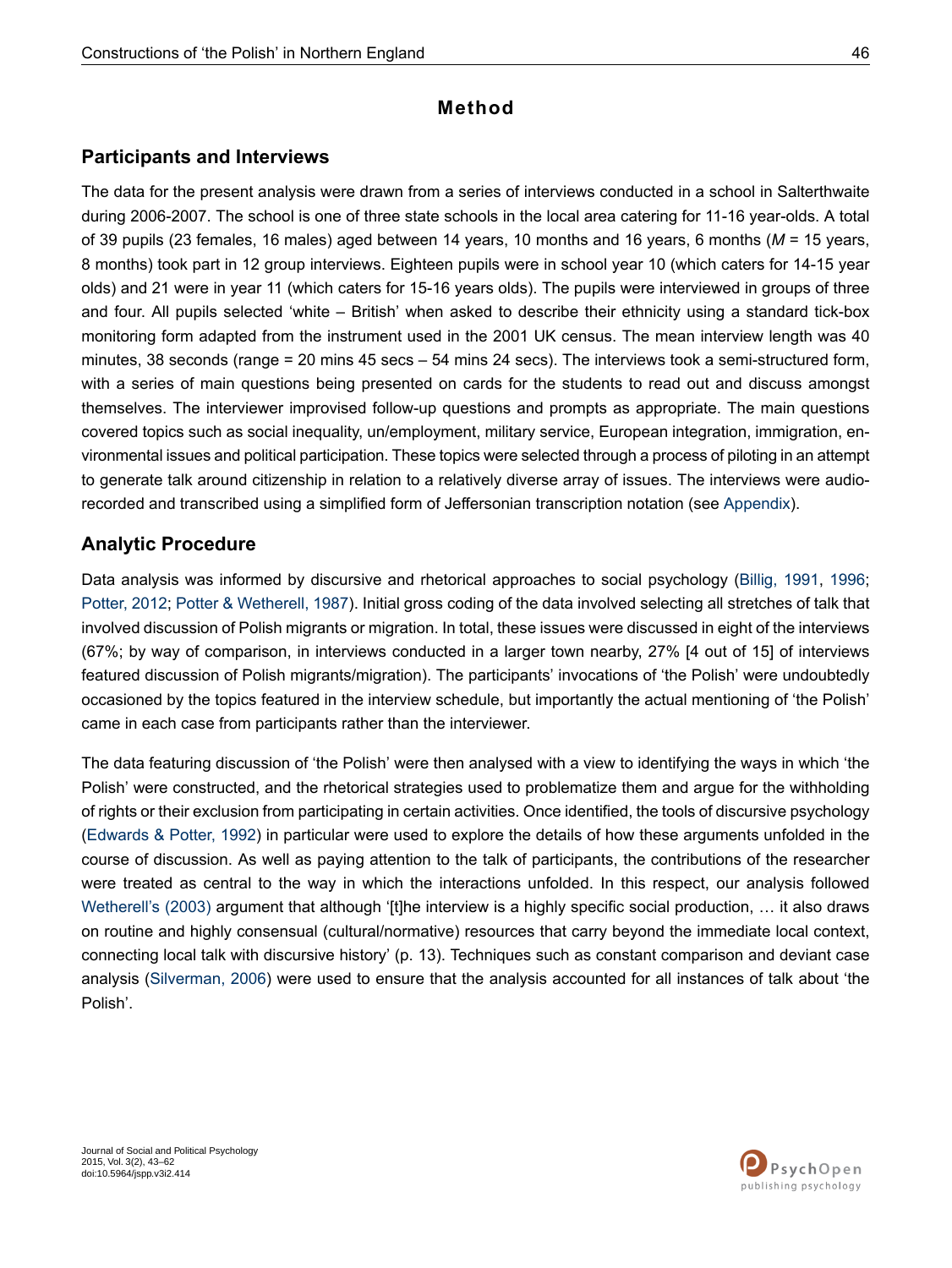# Method

## Participants and Interviews

The data for the present analysis were drawn from a series of interviews conducted in a school in Salterthwaite during 2006-2007. The school is one of three state schools in the local area catering for 11-16 year-olds. A total of 39 pupils (23 females, 16 males) aged between 14 years, 10 months and 16 years, 6 months (*M* = 15 years, 8 months) took part in 12 group interviews. Eighteen pupils were in school year 10 (which caters for 14-15 year olds) and 21 were in year 11 (which caters for 15-16 years olds). The pupils were interviewed in groups of three and four. All pupils selected 'white – British' when asked to describe their ethnicity using a standard tick-box monitoring form adapted from the instrument used in the 2001 UK census. The mean interview length was 40 minutes, 38 seconds (range = 20 mins 45 secs – 54 mins 24 secs). The interviews took a semi-structured form, with a series of main questions being presented on cards for the students to read out and discuss amongst themselves. The interviewer improvised follow-up questions and prompts as appropriate. The main questions covered topics such as social inequality, un/employment, military service, European integration, immigration, environmental issues and political participation. These topics were selected through a process of piloting in an attempt to generate talk around citizenship in relation to a relatively diverse array of issues. The interviews were audio-recorded and transcribed using a simplified form of Jeffersonian transcription notation (see Appendix).

## Analytic Procedure

Data analysis was informed by discursive and rhetorical approaches to social psychology (Billig, 1991, 1996; Potter, 2012; Potter & Wetherell, 1987). Initial gross coding of the data involved selecting all stretches of talk that involved discussion of Polish migrants or migration. In total, these issues were discussed in eight of the interviews (67%; by way of comparison, in interviews conducted in a larger town nearby, 27% [4 out of 15] of interviews featured discussion of Polish migrants/migration). The participants' invocations of 'the Polish' were undoubtedly occasioned by the topics featured in the interview schedule, but importantly the actual mentioning of 'the Polish' came in each case from participants rather than the interviewer.

The data featuring discussion of 'the Polish' were then analysed with a view to identifying the ways in which 'the Polish' were constructed, and the rhetorical strategies used to problematize them and argue for the withholding of rights or their exclusion from participating in certain activities. Once identified, the tools of discursive psychology (Edwards & Potter, 1992) in particular were used to explore the details of how these arguments unfolded in the course of discussion. As well as paying attention to the talk of participants, the contributions of the researcher were treated as central to the way in which the interactions unfolded. In this respect, our analysis followed Wetherell's (2003) argument that although '[t]he interview is a highly specific social production, … it also draws on routine and highly consensual (cultural/normative) resources that carry beyond the immediate local context, connecting local talk with discursive history' (p. 13). Techniques such as constant comparison and deviant case analysis (Silverman, 2006) were used to ensure that the analysis accounted for all instances of talk about 'the Polish'.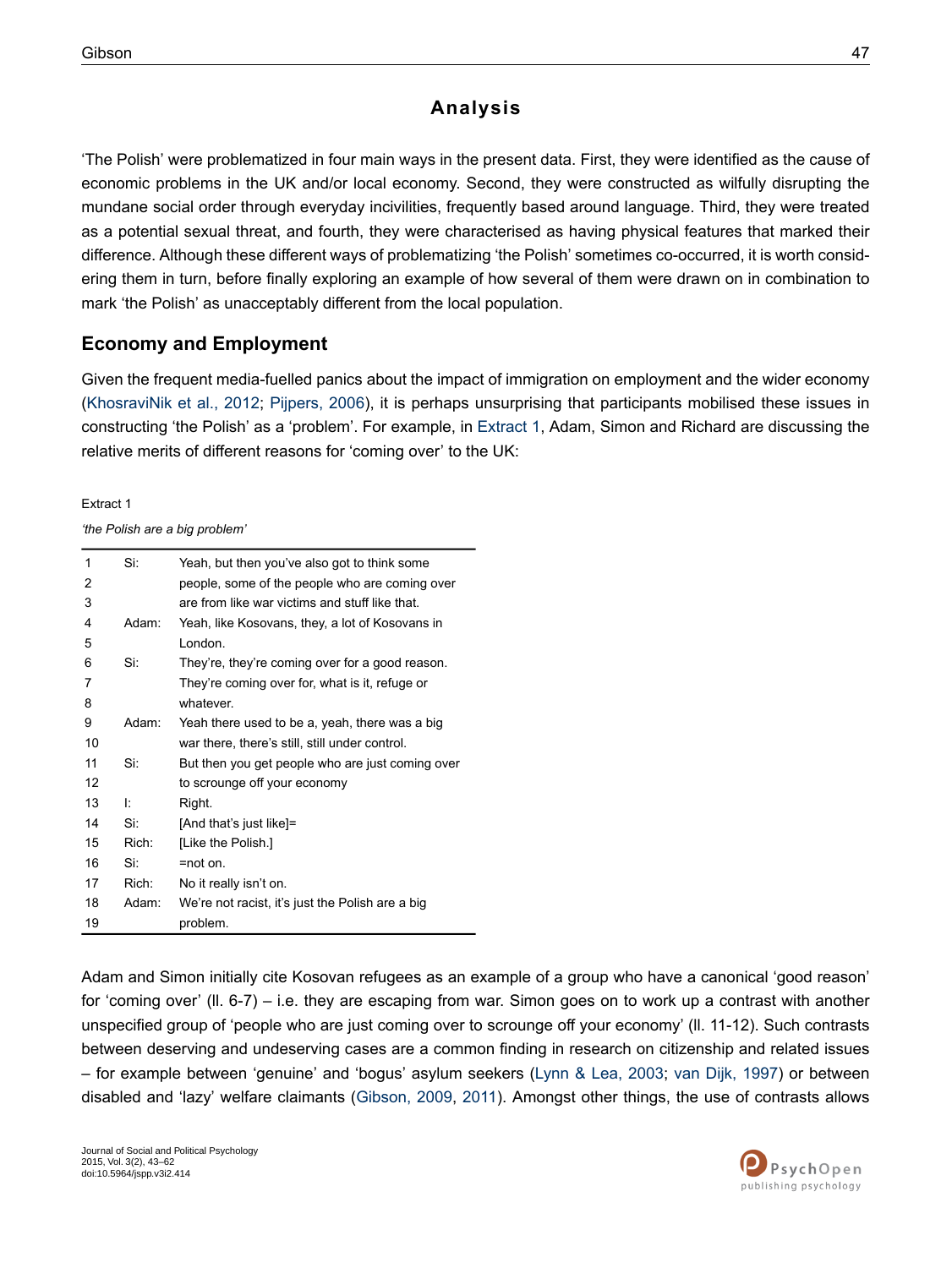## Analysis

'The Polish' were problematized in four main ways in the present data. First, they were identified as the cause of economic problems in the UK and/or local economy. Second, they were constructed as wilfully disrupting the mundane social order through everyday incivilities, frequently based around language. Third, they were treated as a potential sexual threat, and fourth, they were characterised as having physical features that marked their difference. Although these different ways of problematizing 'the Polish' sometimes co-occurred, it is worth considering them in turn, before finally exploring an example of how several of them were drawn on in combination to mark 'the Polish' as unacceptably different from the local population.

### Economy and Employment

Given the frequent media-fuelled panics about the impact of immigration on employment and the wider economy (KhosraviNik et al., 2012; Pijpers, 2006), it is perhaps unsurprising that participants mobilised these issues in constructing 'the Polish' as a 'problem'. For example, in Extract 1, Adam, Simon and Richard are discussing the relative merits of different reasons for 'coming over' to the UK:

Extract 1

*'the Polish are a big problem'*

| | | |
|---|---|---|
| 1 | Si: | Yeah, but then you've also got to think some |
| 2 | | people, some of the people who are coming over |
| 3 | | are from like war victims and stuff like that. |
| 4 | Adam: | Yeah, like Kosovans, they, a lot of Kosovans in |
| 5 | | London. |
| 6 | Si: | They're, they're coming over for a good reason. |
| 7 | | They're coming over for, what is it, refuge or |
| 8 | | whatever. |
| 9 | Adam: | Yeah there used to be a, yeah, there was a big |
| 10 | | war there, there's still, still under control. |
| 11 | Si: | But then you get people who are just coming over |
| 12 | | to scrounge off your economy |
| 13 | I: | Right. |
| 14 | Si: | [And that's just like]= |
| 15 | Rich: | [Like the Polish.] |
| 16 | Si: | =not on. |
| 17 | Rich: | No it really isn't on. |
| 18 | Adam: | We're not racist, it's just the Polish are a big |
| 19 | | problem. |

Adam and Simon initially cite Kosovan refugees as an example of a group who have a canonical 'good reason' for 'coming over' (ll. 6-7) – i.e. they are escaping from war. Simon goes on to work up a contrast with another unspecified group of 'people who are just coming over to scrounge off your economy' (ll. 11-12). Such contrasts between deserving and undeserving cases are a common finding in research on citizenship and related issues – for example between 'genuine' and 'bogus' asylum seekers (Lynn & Lea, 2003; van Dijk, 1997) or between disabled and 'lazy' welfare claimants (Gibson, 2009, 2011). Amongst other things, the use of contrasts allows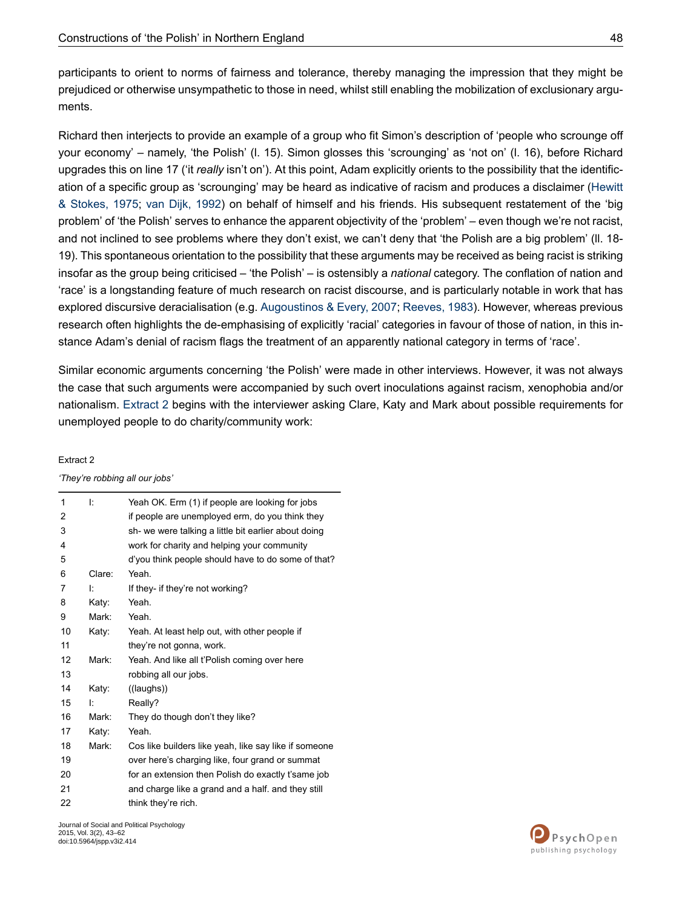participants to orient to norms of fairness and tolerance, thereby managing the impression that they might be prejudiced or otherwise unsympathetic to those in need, whilst still enabling the mobilization of exclusionary arguments.

Richard then interjects to provide an example of a group who fit Simon's description of 'people who scrounge off your economy' – namely, 'the Polish' (l. 15). Simon glosses this 'scrounging' as 'not on' (l. 16), before Richard upgrades this on line 17 ('it *really* isn't on'). At this point, Adam explicitly orients to the possibility that the identification of a specific group as 'scrounging' may be heard as indicative of racism and produces a disclaimer (Hewitt & Stokes, 1975; van Dijk, 1992) on behalf of himself and his friends. His subsequent restatement of the 'big problem' of 'the Polish' serves to enhance the apparent objectivity of the 'problem' – even though we're not racist, and not inclined to see problems where they don't exist, we can't deny that 'the Polish are a big problem' (ll. 18-19). This spontaneous orientation to the possibility that these arguments may be received as being racist is striking insofar as the group being criticised – 'the Polish' – is ostensibly a *national* category. The conflation of nation and 'race' is a longstanding feature of much research on racist discourse, and is particularly notable in work that has explored discursive deracialisation (e.g. Augoustinos & Every, 2007; Reeves, 1983). However, whereas previous research often highlights the de-emphasising of explicitly 'racial' categories in favour of those of nation, in this instance Adam's denial of racism flags the treatment of an apparently national category in terms of 'race'.

Similar economic arguments concerning 'the Polish' were made in other interviews. However, it was not always the case that such arguments were accompanied by such overt inoculations against racism, xenophobia and/or nationalism. Extract 2 begins with the interviewer asking Clare, Katy and Mark about possible requirements for unemployed people to do charity/community work:

Extract 2

*'They're robbing all our jobs'*

| | | |
|---|---|---|
| 1 | I: | Yeah OK. Erm (1) if people are looking for jobs |
| 2 | | if people are unemployed erm, do you think they |
| 3 | | sh- we were talking a little bit earlier about doing |
| 4 | | work for charity and helping your community |
| 5 | | d'you think people should have to do some of that? |
| 6 | Clare: | Yeah. |
| 7 | I: | If they- if they're not working? |
| 8 | Katy: | Yeah. |
| 9 | Mark: | Yeah. |
| 10 | Katy: | Yeah. At least help out, with other people if |
| 11 | | they're not gonna, work. |
| 12 | Mark: | Yeah. And like all t'Polish coming over here |
| 13 | | robbing all our jobs. |
| 14 | Katy: | ((laughs)) |
| 15 | I: | Really? |
| 16 | Mark: | They do though don't they like? |
| 17 | Katy: | Yeah. |
| 18 | Mark: | Cos like builders like yeah, like say like if someone |
| 19 | | over here's charging like, four grand or summat |
| 20 | | for an extension then Polish do exactly t'same job |
| 21 | | and charge like a grand and a half. and they still |
| 22 | | think they're rich. |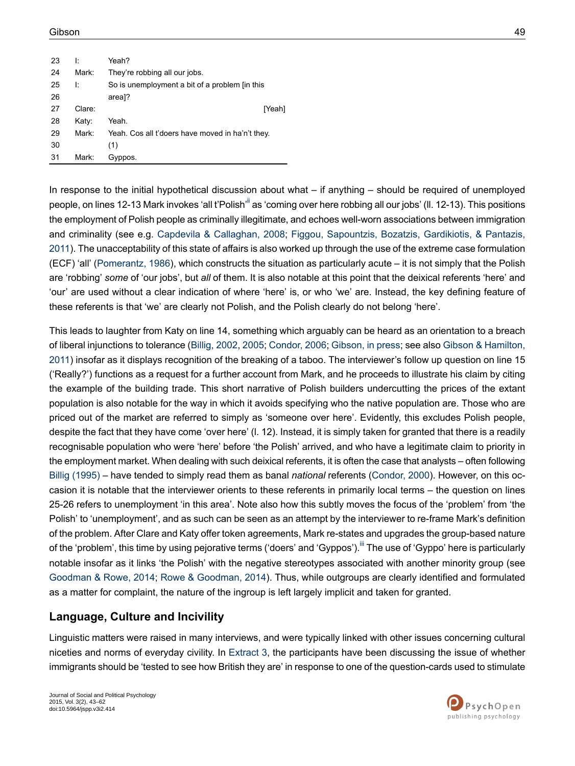| | | |
|---|---|---|
| 23 | I: | Yeah? |
| 24 | Mark: | They're robbing all our jobs. |
| 25 | I: | So is unemployment a bit of a problem [in this |
| 26 | | area]? |
| 27 | Clare: | [Yeah] |
| 28 | Katy: | Yeah. |
| 29 | Mark: | Yeah. Cos all t'doers have moved in ha'n't they. |
| 30 | | (1) |
| 31 | Mark: | Gyppos. |

In response to the initial hypothetical discussion about what – if anything – should be required of unemployed people, on lines 12-13 Mark invokes 'all t'Polish'[ii] as 'coming over here robbing all our jobs' (ll. 12-13). This positions the employment of Polish people as criminally illegitimate, and echoes well-worn associations between immigration and criminality (see e.g. Capdevila & Callaghan, 2008; Figgou, Sapountzis, Bozatzis, Gardikiotis, & Pantazis, 2011). The unacceptability of this state of affairs is also worked up through the use of the extreme case formulation (ECF) 'all' (Pomerantz, 1986), which constructs the situation as particularly acute – it is not simply that the Polish are 'robbing' *some* of 'our jobs', but *all* of them. It is also notable at this point that the deixical referents 'here' and 'our' are used without a clear indication of where 'here' is, or who 'we' are. Instead, the key defining feature of these referents is that 'we' are clearly not Polish, and the Polish clearly do not belong 'here'.

This leads to laughter from Katy on line 14, something which arguably can be heard as an orientation to a breach of liberal injunctions to tolerance (Billig, 2002, 2005; Condor, 2006; Gibson, in press; see also Gibson & Hamilton, 2011) insofar as it displays recognition of the breaking of a taboo. The interviewer's follow up question on line 15 ('Really?') functions as a request for a further account from Mark, and he proceeds to illustrate his claim by citing the example of the building trade. This short narrative of Polish builders undercutting the prices of the extant population is also notable for the way in which it avoids specifying who the native population are. Those who are priced out of the market are referred to simply as 'someone over here'. Evidently, this excludes Polish people, despite the fact that they have come 'over here' (l. 12). Instead, it is simply taken for granted that there is a readily recognisable population who were 'here' before 'the Polish' arrived, and who have a legitimate claim to priority in the employment market. When dealing with such deixical referents, it is often the case that analysts – often following Billig (1995) – have tended to simply read them as banal *national* referents (Condor, 2000). However, on this occasion it is notable that the interviewer orients to these referents in primarily local terms – the question on lines 25-26 refers to unemployment 'in this area'. Note also how this subtly moves the focus of the 'problem' from 'the Polish' to 'unemployment', and as such can be seen as an attempt by the interviewer to re-frame Mark's definition of the problem. After Clare and Katy offer token agreements, Mark re-states and upgrades the group-based nature of the 'problem', this time by using pejorative terms ('doers' and 'Gyppos').[iii] The use of 'Gyppo' here is particularly notable insofar as it links 'the Polish' with the negative stereotypes associated with another minority group (see Goodman & Rowe, 2014; Rowe & Goodman, 2014). Thus, while outgroups are clearly identified and formulated as a matter for complaint, the nature of the ingroup is left largely implicit and taken for granted.

## Language, Culture and Incivility

Linguistic matters were raised in many interviews, and were typically linked with other issues concerning cultural niceties and norms of everyday civility. In Extract 3, the participants have been discussing the issue of whether immigrants should be 'tested to see how British they are' in response to one of the question-cards used to stimulate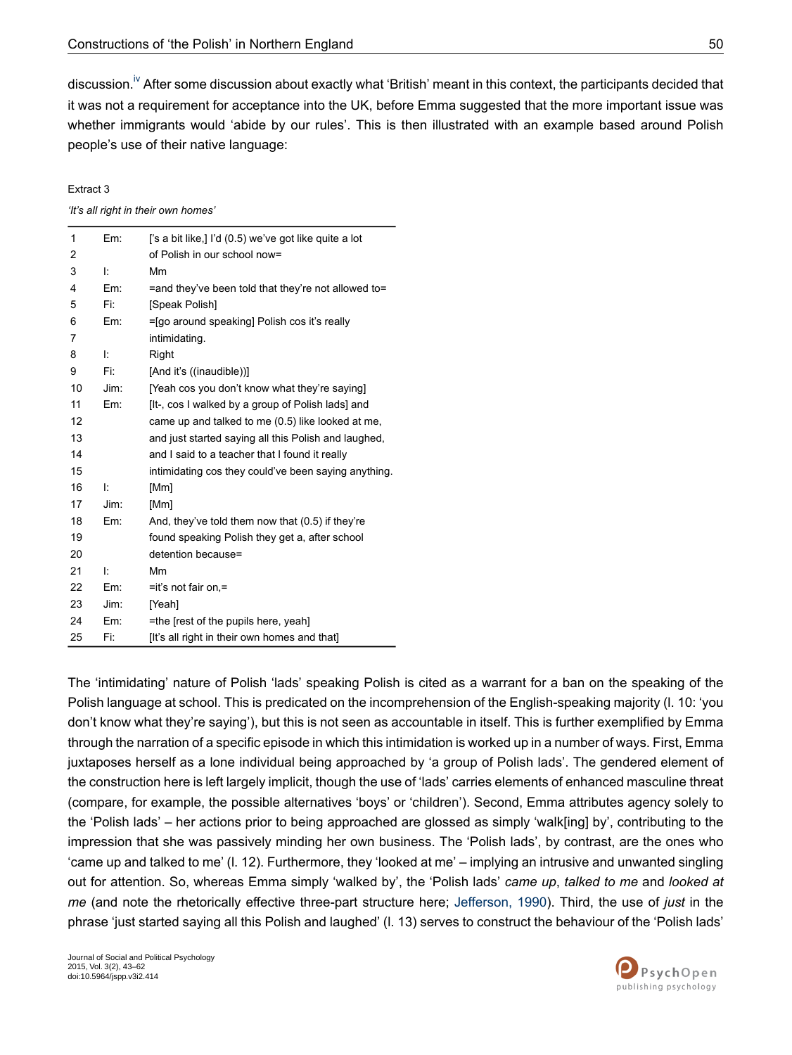discussion.[iv] After some discussion about exactly what 'British' meant in this context, the participants decided that it was not a requirement for acceptance into the UK, before Emma suggested that the more important issue was whether immigrants would 'abide by our rules'. This is then illustrated with an example based around Polish people's use of their native language:

Extract 3

*'It's all right in their own homes'*

| | | |
|---|---|---|
| 1 | Em: | ['s a bit like,] I'd (0.5) we've got like quite a lot |
| 2 | | of Polish in our school now= |
| 3 | I: | Mm |
| 4 | Em: | =and they've been told that they're not allowed to= |
| 5 | Fi: | [Speak Polish] |
| 6 | Em: | =[go around speaking] Polish cos it's really |
| 7 | | intimidating. |
| 8 | I: | Right |
| 9 | Fi: | [And it's ((inaudible))] |
| 10 | Jim: | [Yeah cos you don't know what they're saying] |
| 11 | Em: | [It-, cos I walked by a group of Polish lads] and |
| 12 | | came up and talked to me (0.5) like looked at me, |
| 13 | | and just started saying all this Polish and laughed, |
| 14 | | and I said to a teacher that I found it really |
| 15 | | intimidating cos they could've been saying anything. |
| 16 | I: | [Mm] |
| 17 | Jim: | [Mm] |
| 18 | Em: | And, they've told them now that (0.5) if they're |
| 19 | | found speaking Polish they get a, after school |
| 20 | | detention because= |
| 21 | I: | Mm |
| 22 | Em: | =it's not fair on,= |
| 23 | Jim: | [Yeah] |
| 24 | Em: | =the [rest of the pupils here, yeah] |
| 25 | Fi: | [It's all right in their own homes and that] |

The 'intimidating' nature of Polish 'lads' speaking Polish is cited as a warrant for a ban on the speaking of the Polish language at school. This is predicated on the incomprehension of the English-speaking majority (l. 10: 'you don't know what they're saying'), but this is not seen as accountable in itself. This is further exemplified by Emma through the narration of a specific episode in which this intimidation is worked up in a number of ways. First, Emma juxtaposes herself as a lone individual being approached by 'a group of Polish lads'. The gendered element of the construction here is left largely implicit, though the use of 'lads' carries elements of enhanced masculine threat (compare, for example, the possible alternatives 'boys' or 'children'). Second, Emma attributes agency solely to the 'Polish lads' – her actions prior to being approached are glossed as simply 'walk[ing] by', contributing to the impression that she was passively minding her own business. The 'Polish lads', by contrast, are the ones who 'came up and talked to me' (l. 12). Furthermore, they 'looked at me' – implying an intrusive and unwanted singling out for attention. So, whereas Emma simply 'walked by', the 'Polish lads' *came up*, *talked to me* and *looked at me* (and note the rhetorically effective three-part structure here; Jefferson, 1990). Third, the use of *just* in the phrase 'just started saying all this Polish and laughed' (l. 13) serves to construct the behaviour of the 'Polish lads'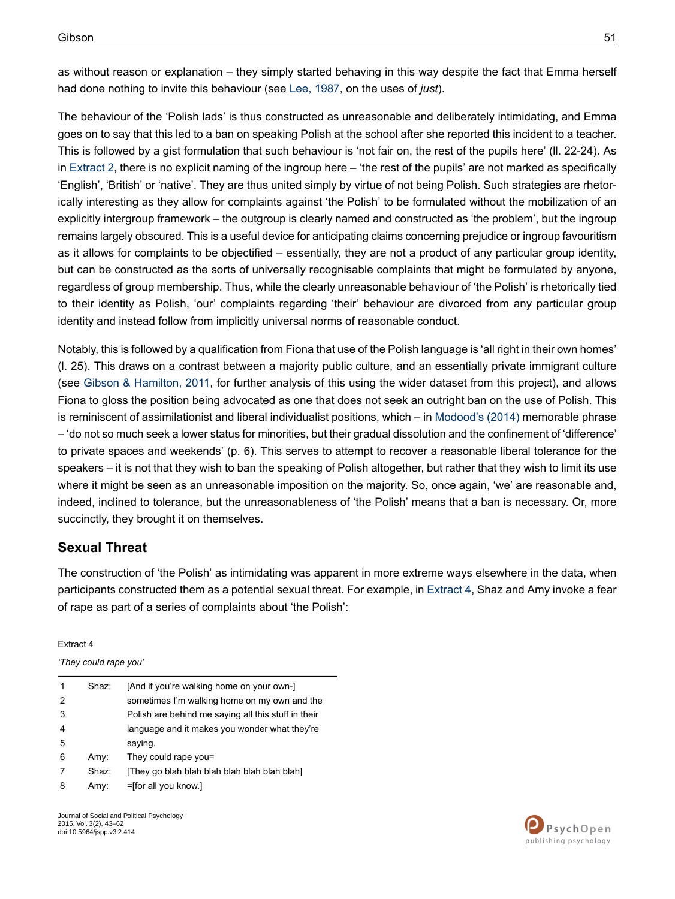as without reason or explanation – they simply started behaving in this way despite the fact that Emma herself had done nothing to invite this behaviour (see Lee, 1987, on the uses of *just*).

The behaviour of the 'Polish lads' is thus constructed as unreasonable and deliberately intimidating, and Emma goes on to say that this led to a ban on speaking Polish at the school after she reported this incident to a teacher. This is followed by a gist formulation that such behaviour is 'not fair on, the rest of the pupils here' (ll. 22-24). As in Extract 2, there is no explicit naming of the ingroup here – 'the rest of the pupils' are not marked as specifically 'English', 'British' or 'native'. They are thus united simply by virtue of not being Polish. Such strategies are rhetorically interesting as they allow for complaints against 'the Polish' to be formulated without the mobilization of an explicitly intergroup framework – the outgroup is clearly named and constructed as 'the problem', but the ingroup remains largely obscured. This is a useful device for anticipating claims concerning prejudice or ingroup favouritism as it allows for complaints to be objectified – essentially, they are not a product of any particular group identity, but can be constructed as the sorts of universally recognisable complaints that might be formulated by anyone, regardless of group membership. Thus, while the clearly unreasonable behaviour of 'the Polish' is rhetorically tied to their identity as Polish, 'our' complaints regarding 'their' behaviour are divorced from any particular group identity and instead follow from implicitly universal norms of reasonable conduct.

Notably, this is followed by a qualification from Fiona that use of the Polish language is 'all right in their own homes' (l. 25). This draws on a contrast between a majority public culture, and an essentially private immigrant culture (see Gibson & Hamilton, 2011, for further analysis of this using the wider dataset from this project), and allows Fiona to gloss the position being advocated as one that does not seek an outright ban on the use of Polish. This is reminiscent of assimilationist and liberal individualist positions, which – in Modood's (2014) memorable phrase – 'do not so much seek a lower status for minorities, but their gradual dissolution and the confinement of 'difference' to private spaces and weekends' (p. 6). This serves to attempt to recover a reasonable liberal tolerance for the speakers – it is not that they wish to ban the speaking of Polish altogether, but rather that they wish to limit its use where it might be seen as an unreasonable imposition on the majority. So, once again, 'we' are reasonable and, indeed, inclined to tolerance, but the unreasonableness of 'the Polish' means that a ban is necessary. Or, more succinctly, they brought it on themselves.

## Sexual Threat

The construction of 'the Polish' as intimidating was apparent in more extreme ways elsewhere in the data, when participants constructed them as a potential sexual threat. For example, in Extract 4, Shaz and Amy invoke a fear of rape as part of a series of complaints about 'the Polish':

Extract 4

*'They could rape you'*

| | | |
|---|---|---|
| 1 | Shaz: | [And if you're walking home on your own-] |
| 2 | | sometimes I'm walking home on my own and the |
| 3 | | Polish are behind me saying all this stuff in their |
| 4 | | language and it makes you wonder what they're |
| 5 | | saying. |
| 6 | Amy: | They could rape you= |
| 7 | Shaz: | [They go blah blah blah blah blah blah blah] |
| 8 | Amy: | =[for all you know.] |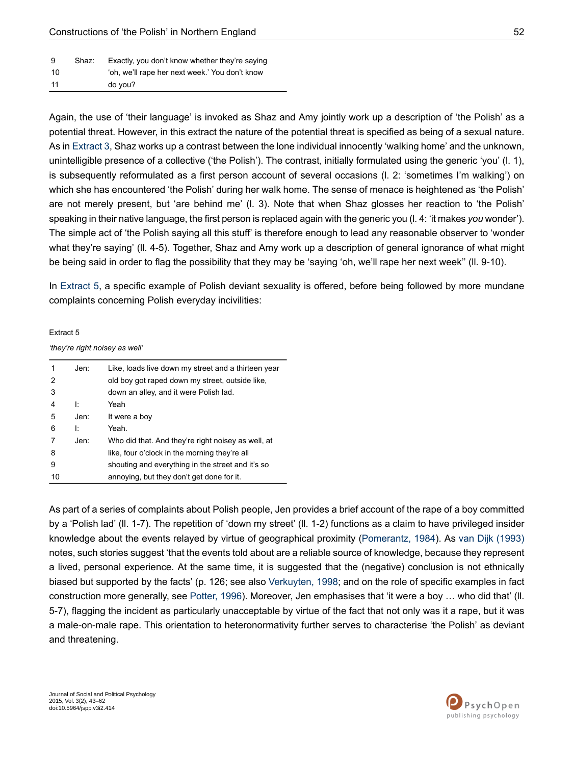| | | |
|---|---|---|
| 9 | Shaz: | Exactly, you don't know whether they're saying |
| 10 | | 'oh, we'll rape her next week.' You don't know |
| 11 | | do you? |

Again, the use of 'their language' is invoked as Shaz and Amy jointly work up a description of 'the Polish' as a potential threat. However, in this extract the nature of the potential threat is specified as being of a sexual nature. As in Extract 3, Shaz works up a contrast between the lone individual innocently 'walking home' and the unknown, unintelligible presence of a collective ('the Polish'). The contrast, initially formulated using the generic 'you' (l. 1), is subsequently reformulated as a first person account of several occasions (l. 2: 'sometimes I'm walking') on which she has encountered 'the Polish' during her walk home. The sense of menace is heightened as 'the Polish' are not merely present, but 'are behind me' (l. 3). Note that when Shaz glosses her reaction to 'the Polish' speaking in their native language, the first person is replaced again with the generic you (l. 4: 'it makes *you* wonder'). The simple act of 'the Polish saying all this stuff' is therefore enough to lead any reasonable observer to 'wonder what they're saying' (ll. 4-5). Together, Shaz and Amy work up a description of general ignorance of what might be being said in order to flag the possibility that they may be 'saying 'oh, we'll rape her next week'' (ll. 9-10).

In Extract 5, a specific example of Polish deviant sexuality is offered, before being followed by more mundane complaints concerning Polish everyday incivilities:

Extract 5

*'they're right noisey as well'*

| | | |
|---|---|---|
| 1 | Jen: | Like, loads live down my street and a thirteen year |
| 2 | | old boy got raped down my street, outside like, |
| 3 | | down an alley, and it were Polish lad. |
| 4 | I: | Yeah |
| 5 | Jen: | It were a boy |
| 6 | I: | Yeah. |
| 7 | Jen: | Who did that. And they're right noisey as well, at |
| 8 | | like, four o'clock in the morning they're all |
| 9 | | shouting and everything in the street and it's so |
| 10 | | annoying, but they don't get done for it. |

As part of a series of complaints about Polish people, Jen provides a brief account of the rape of a boy committed by a 'Polish lad' (ll. 1-7). The repetition of 'down my street' (ll. 1-2) functions as a claim to have privileged insider knowledge about the events relayed by virtue of geographical proximity (Pomerantz, 1984). As van Dijk (1993) notes, such stories suggest 'that the events told about are a reliable source of knowledge, because they represent a lived, personal experience. At the same time, it is suggested that the (negative) conclusion is not ethnically biased but supported by the facts' (p. 126; see also Verkuyten, 1998; and on the role of specific examples in fact construction more generally, see Potter, 1996). Moreover, Jen emphasises that 'it were a boy … who did that' (ll. 5-7), flagging the incident as particularly unacceptable by virtue of the fact that not only was it a rape, but it was a male-on-male rape. This orientation to heteronormativity further serves to characterise 'the Polish' as deviant and threatening.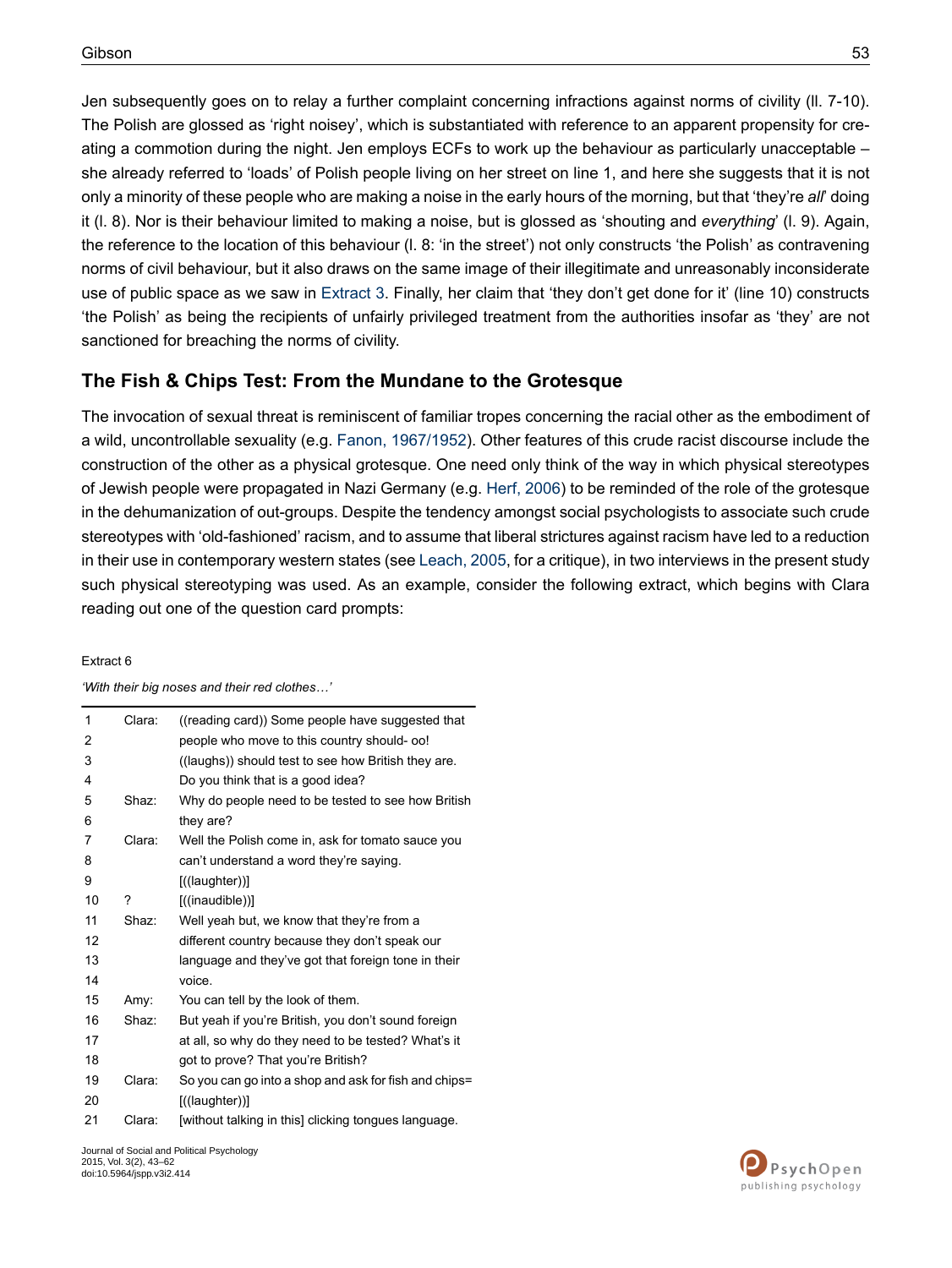Jen subsequently goes on to relay a further complaint concerning infractions against norms of civility (ll. 7-10). The Polish are glossed as 'right noisey', which is substantiated with reference to an apparent propensity for creating a commotion during the night. Jen employs ECFs to work up the behaviour as particularly unacceptable – she already referred to 'loads' of Polish people living on her street on line 1, and here she suggests that it is not only a minority of these people who are making a noise in the early hours of the morning, but that 'they're *all*' doing it (l. 8). Nor is their behaviour limited to making a noise, but is glossed as 'shouting and *everything*' (l. 9). Again, the reference to the location of this behaviour (l. 8: 'in the street') not only constructs 'the Polish' as contravening norms of civil behaviour, but it also draws on the same image of their illegitimate and unreasonably inconsiderate use of public space as we saw in Extract 3. Finally, her claim that 'they don't get done for it' (line 10) constructs 'the Polish' as being the recipients of unfairly privileged treatment from the authorities insofar as 'they' are not sanctioned for breaching the norms of civility.

## The Fish & Chips Test: From the Mundane to the Grotesque

The invocation of sexual threat is reminiscent of familiar tropes concerning the racial other as the embodiment of a wild, uncontrollable sexuality (e.g. Fanon, 1967/1952). Other features of this crude racist discourse include the construction of the other as a physical grotesque. One need only think of the way in which physical stereotypes of Jewish people were propagated in Nazi Germany (e.g. Herf, 2006) to be reminded of the role of the grotesque in the dehumanization of out-groups. Despite the tendency amongst social psychologists to associate such crude stereotypes with 'old-fashioned' racism, and to assume that liberal strictures against racism have led to a reduction in their use in contemporary western states (see Leach, 2005, for a critique), in two interviews in the present study such physical stereotyping was used. As an example, consider the following extract, which begins with Clara reading out one of the question card prompts:

Extract 6

*'With their big noses and their red clothes…'*

| | | |
|---|---|---|
| 1 | Clara: | ((reading card)) Some people have suggested that |
| 2 | | people who move to this country should- oo! |
| 3 | | ((laughs)) should test to see how British they are. |
| 4 | | Do you think that is a good idea? |
| 5 | Shaz: | Why do people need to be tested to see how British |
| 6 | | they are? |
| 7 | Clara: | Well the Polish come in, ask for tomato sauce you |
| 8 | | can't understand a word they're saying. |
| 9 | | [((laughter))] |
| 10 | ? | [((inaudible))] |
| 11 | Shaz: | Well yeah but, we know that they're from a |
| 12 | | different country because they don't speak our |
| 13 | | language and they've got that foreign tone in their |
| 14 | | voice. |
| 15 | Amy: | You can tell by the look of them. |
| 16 | Shaz: | But yeah if you're British, you don't sound foreign |
| 17 | | at all, so why do they need to be tested? What's it |
| 18 | | got to prove? That you're British? |
| 19 | Clara: | So you can go into a shop and ask for fish and chips= |
| 20 | | [((laughter))] |
| 21 | Clara: | [without talking in this] clicking tongues language. |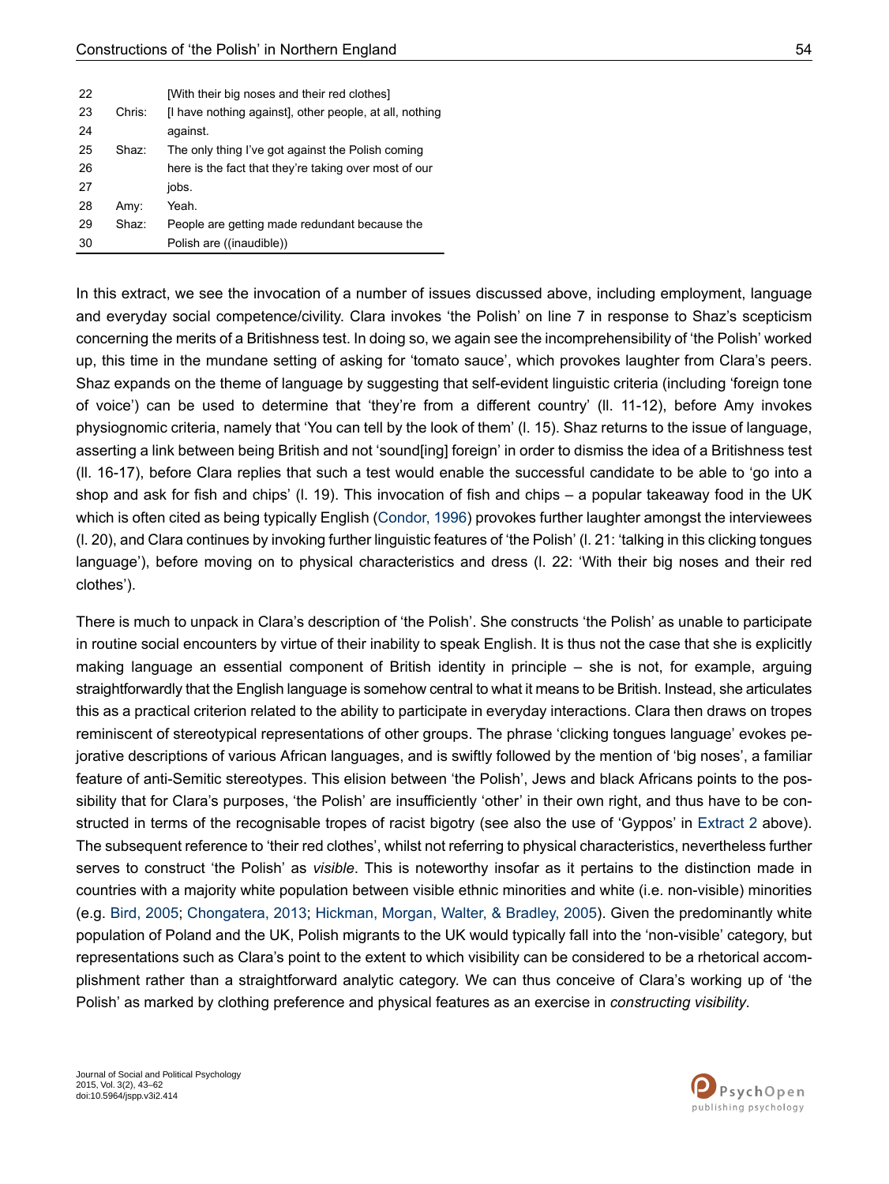| | | |
|---|---|---|
| 22 | | [With their big noses and their red clothes] |
| 23 | Chris: | [I have nothing against], other people, at all, nothing |
| 24 | | against. |
| 25 | Shaz: | The only thing I've got against the Polish coming |
| 26 | | here is the fact that they're taking over most of our |
| 27 | | jobs. |
| 28 | Amy: | Yeah. |
| 29 | Shaz: | People are getting made redundant because the |
| 30 | | Polish are ((inaudible)) |

In this extract, we see the invocation of a number of issues discussed above, including employment, language and everyday social competence/civility. Clara invokes 'the Polish' on line 7 in response to Shaz's scepticism concerning the merits of a Britishness test. In doing so, we again see the incomprehensibility of 'the Polish' worked up, this time in the mundane setting of asking for 'tomato sauce', which provokes laughter from Clara's peers. Shaz expands on the theme of language by suggesting that self-evident linguistic criteria (including 'foreign tone of voice') can be used to determine that 'they're from a different country' (ll. 11-12), before Amy invokes physiognomic criteria, namely that 'You can tell by the look of them' (l. 15). Shaz returns to the issue of language, asserting a link between being British and not 'sound[ing] foreign' in order to dismiss the idea of a Britishness test (ll. 16-17), before Clara replies that such a test would enable the successful candidate to be able to 'go into a shop and ask for fish and chips' (l. 19). This invocation of fish and chips – a popular takeaway food in the UK which is often cited as being typically English (Condor, 1996) provokes further laughter amongst the interviewees (l. 20), and Clara continues by invoking further linguistic features of 'the Polish' (l. 21: 'talking in this clicking tongues language'), before moving on to physical characteristics and dress (l. 22: 'With their big noses and their red clothes').

There is much to unpack in Clara's description of 'the Polish'. She constructs 'the Polish' as unable to participate in routine social encounters by virtue of their inability to speak English. It is thus not the case that she is explicitly making language an essential component of British identity in principle – she is not, for example, arguing straightforwardly that the English language is somehow central to what it means to be British. Instead, she articulates this as a practical criterion related to the ability to participate in everyday interactions. Clara then draws on tropes reminiscent of stereotypical representations of other groups. The phrase 'clicking tongues language' evokes pejorative descriptions of various African languages, and is swiftly followed by the mention of 'big noses', a familiar feature of anti-Semitic stereotypes. This elision between 'the Polish', Jews and black Africans points to the possibility that for Clara's purposes, 'the Polish' are insufficiently 'other' in their own right, and thus have to be constructed in terms of the recognisable tropes of racist bigotry (see also the use of 'Gyppos' in Extract 2 above). The subsequent reference to 'their red clothes', whilst not referring to physical characteristics, nevertheless further serves to construct 'the Polish' as *visible*. This is noteworthy insofar as it pertains to the distinction made in countries with a majority white population between visible ethnic minorities and white (i.e. non-visible) minorities (e.g. Bird, 2005; Chongatera, 2013; Hickman, Morgan, Walter, & Bradley, 2005). Given the predominantly white population of Poland and the UK, Polish migrants to the UK would typically fall into the 'non-visible' category, but representations such as Clara's point to the extent to which visibility can be considered to be a rhetorical accomplishment rather than a straightforward analytic category. We can thus conceive of Clara's working up of 'the Polish' as marked by clothing preference and physical features as an exercise in *constructing visibility*.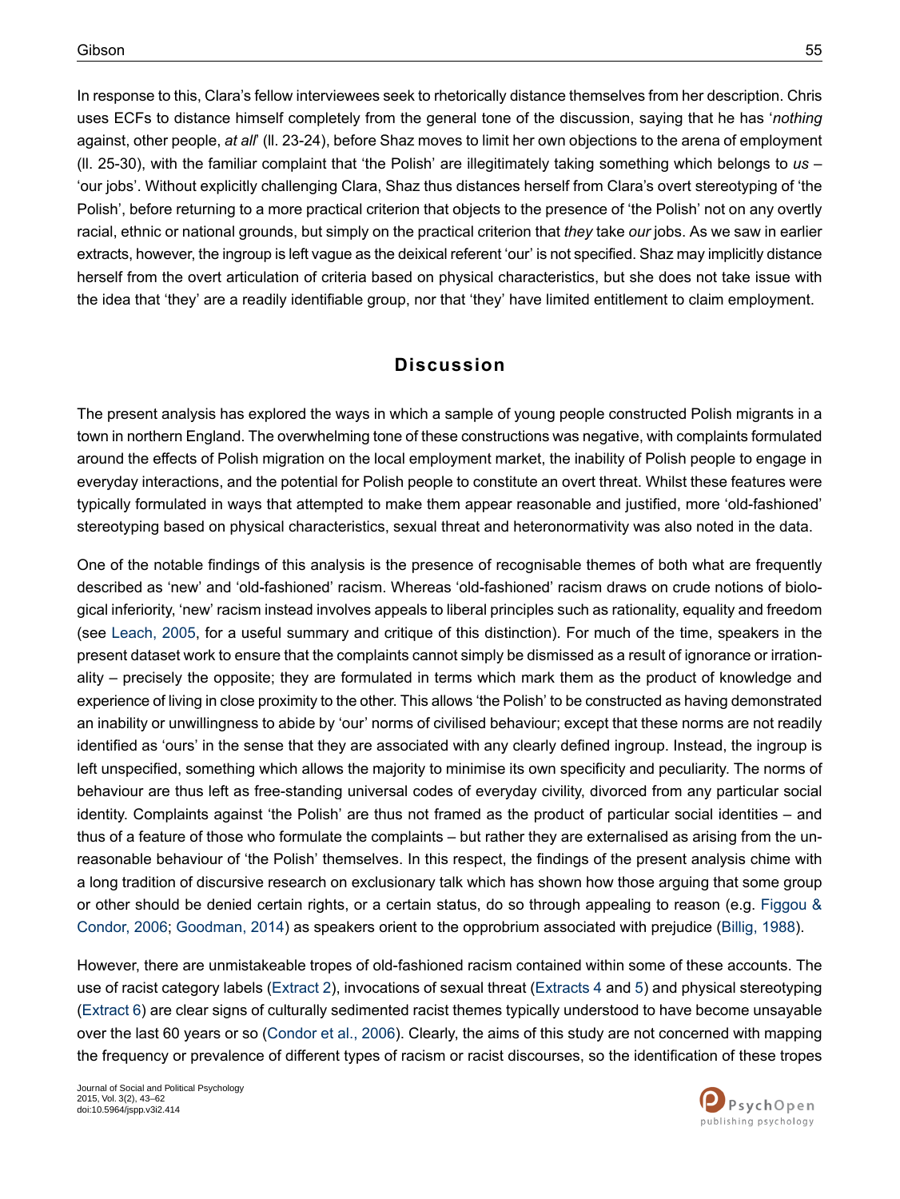In response to this, Clara's fellow interviewees seek to rhetorically distance themselves from her description. Chris uses ECFs to distance himself completely from the general tone of the discussion, saying that he has '*nothing* against, other people, *at all*' (ll. 23-24), before Shaz moves to limit her own objections to the arena of employment (ll. 25-30), with the familiar complaint that 'the Polish' are illegitimately taking something which belongs to *us* – 'our jobs'. Without explicitly challenging Clara, Shaz thus distances herself from Clara's overt stereotyping of 'the Polish', before returning to a more practical criterion that objects to the presence of 'the Polish' not on any overtly racial, ethnic or national grounds, but simply on the practical criterion that *they* take *our* jobs. As we saw in earlier extracts, however, the ingroup is left vague as the deixical referent 'our' is not specified. Shaz may implicitly distance herself from the overt articulation of criteria based on physical characteristics, but she does not take issue with the idea that 'they' are a readily identifiable group, nor that 'they' have limited entitlement to claim employment.

## Discussion

The present analysis has explored the ways in which a sample of young people constructed Polish migrants in a town in northern England. The overwhelming tone of these constructions was negative, with complaints formulated around the effects of Polish migration on the local employment market, the inability of Polish people to engage in everyday interactions, and the potential for Polish people to constitute an overt threat. Whilst these features were typically formulated in ways that attempted to make them appear reasonable and justified, more 'old-fashioned' stereotyping based on physical characteristics, sexual threat and heteronormativity was also noted in the data.

One of the notable findings of this analysis is the presence of recognisable themes of both what are frequently described as 'new' and 'old-fashioned' racism. Whereas 'old-fashioned' racism draws on crude notions of biological inferiority, 'new' racism instead involves appeals to liberal principles such as rationality, equality and freedom (see Leach, 2005, for a useful summary and critique of this distinction). For much of the time, speakers in the present dataset work to ensure that the complaints cannot simply be dismissed as a result of ignorance or irrationality – precisely the opposite; they are formulated in terms which mark them as the product of knowledge and experience of living in close proximity to the other. This allows 'the Polish' to be constructed as having demonstrated an inability or unwillingness to abide by 'our' norms of civilised behaviour; except that these norms are not readily identified as 'ours' in the sense that they are associated with any clearly defined ingroup. Instead, the ingroup is left unspecified, something which allows the majority to minimise its own specificity and peculiarity. The norms of behaviour are thus left as free-standing universal codes of everyday civility, divorced from any particular social identity. Complaints against 'the Polish' are thus not framed as the product of particular social identities – and thus of a feature of those who formulate the complaints – but rather they are externalised as arising from the unreasonable behaviour of 'the Polish' themselves. In this respect, the findings of the present analysis chime with a long tradition of discursive research on exclusionary talk which has shown how those arguing that some group or other should be denied certain rights, or a certain status, do so through appealing to reason (e.g. Figgou & Condor, 2006; Goodman, 2014) as speakers orient to the opprobrium associated with prejudice (Billig, 1988).

However, there are unmistakeable tropes of old-fashioned racism contained within some of these accounts. The use of racist category labels (Extract 2), invocations of sexual threat (Extracts 4 and 5) and physical stereotyping (Extract 6) are clear signs of culturally sedimented racist themes typically understood to have become unsayable over the last 60 years or so (Condor et al., 2006). Clearly, the aims of this study are not concerned with mapping the frequency or prevalence of different types of racism or racist discourses, so the identification of these tropes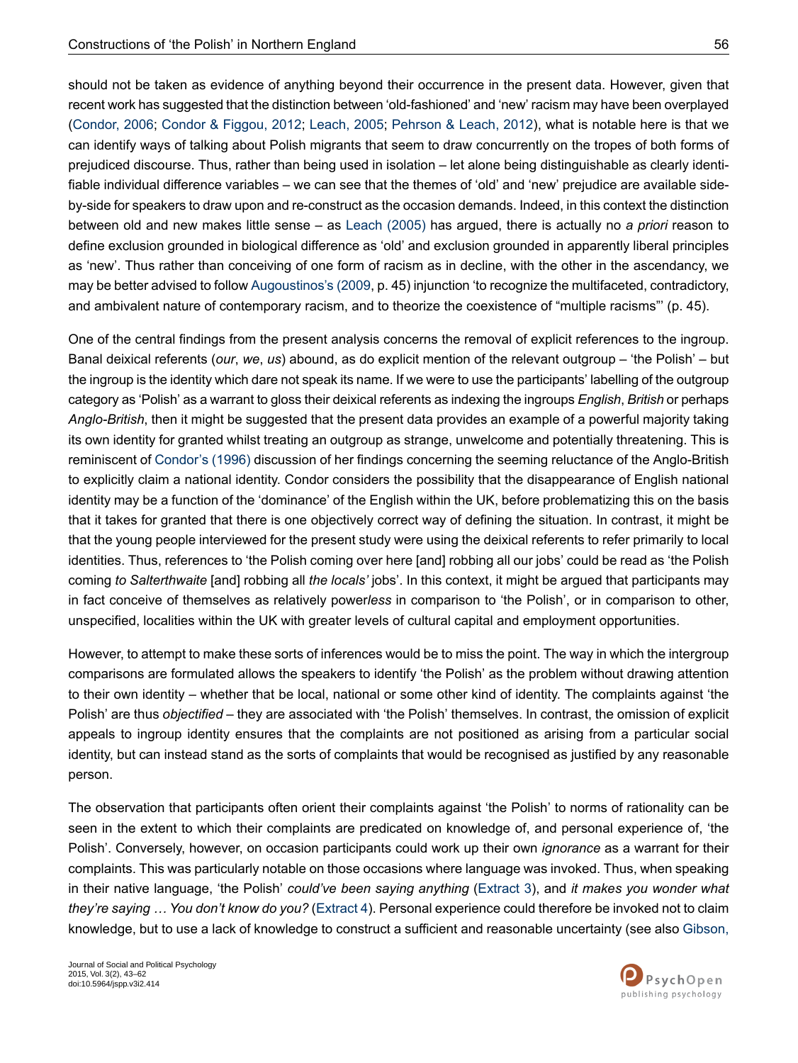should not be taken as evidence of anything beyond their occurrence in the present data. However, given that recent work has suggested that the distinction between 'old-fashioned' and 'new' racism may have been overplayed (Condor, 2006; Condor & Figgou, 2012; Leach, 2005; Pehrson & Leach, 2012), what is notable here is that we can identify ways of talking about Polish migrants that seem to draw concurrently on the tropes of both forms of prejudiced discourse. Thus, rather than being used in isolation – let alone being distinguishable as clearly identifiable individual difference variables – we can see that the themes of 'old' and 'new' prejudice are available side-by-side for speakers to draw upon and re-construct as the occasion demands. Indeed, in this context the distinction between old and new makes little sense – as Leach (2005) has argued, there is actually no *a priori* reason to define exclusion grounded in biological difference as 'old' and exclusion grounded in apparently liberal principles as 'new'. Thus rather than conceiving of one form of racism as in decline, with the other in the ascendancy, we may be better advised to follow Augoustinos's (2009, p. 45) injunction 'to recognize the multifaceted, contradictory, and ambivalent nature of contemporary racism, and to theorize the coexistence of "multiple racisms"' (p. 45).

One of the central findings from the present analysis concerns the removal of explicit references to the ingroup. Banal deixical referents (*our*, *we*, *us*) abound, as do explicit mention of the relevant outgroup – 'the Polish' – but the ingroup is the identity which dare not speak its name. If we were to use the participants' labelling of the outgroup category as 'Polish' as a warrant to gloss their deixical referents as indexing the ingroups *English*, *British* or perhaps *Anglo-British*, then it might be suggested that the present data provides an example of a powerful majority taking its own identity for granted whilst treating an outgroup as strange, unwelcome and potentially threatening. This is reminiscent of Condor's (1996) discussion of her findings concerning the seeming reluctance of the Anglo-British to explicitly claim a national identity. Condor considers the possibility that the disappearance of English national identity may be a function of the 'dominance' of the English within the UK, before problematizing this on the basis that it takes for granted that there is one objectively correct way of defining the situation. In contrast, it might be that the young people interviewed for the present study were using the deixical referents to refer primarily to local identities. Thus, references to 'the Polish coming over here [and] robbing all our jobs' could be read as 'the Polish coming *to Salterthwaite* [and] robbing all *the locals'* jobs'. In this context, it might be argued that participants may in fact conceive of themselves as relatively power*less* in comparison to 'the Polish', or in comparison to other, unspecified, localities within the UK with greater levels of cultural capital and employment opportunities.

However, to attempt to make these sorts of inferences would be to miss the point. The way in which the intergroup comparisons are formulated allows the speakers to identify 'the Polish' as the problem without drawing attention to their own identity – whether that be local, national or some other kind of identity. The complaints against 'the Polish' are thus *objectified* – they are associated with 'the Polish' themselves. In contrast, the omission of explicit appeals to ingroup identity ensures that the complaints are not positioned as arising from a particular social identity, but can instead stand as the sorts of complaints that would be recognised as justified by any reasonable person.

The observation that participants often orient their complaints against 'the Polish' to norms of rationality can be seen in the extent to which their complaints are predicated on knowledge of, and personal experience of, 'the Polish'. Conversely, however, on occasion participants could work up their own *ignorance* as a warrant for their complaints. This was particularly notable on those occasions where language was invoked. Thus, when speaking in their native language, 'the Polish' *could've been saying anything* (Extract 3), and *it makes you wonder what they're saying … You don't know do you?* (Extract 4). Personal experience could therefore be invoked not to claim knowledge, but to use a lack of knowledge to construct a sufficient and reasonable uncertainty (see also Gibson,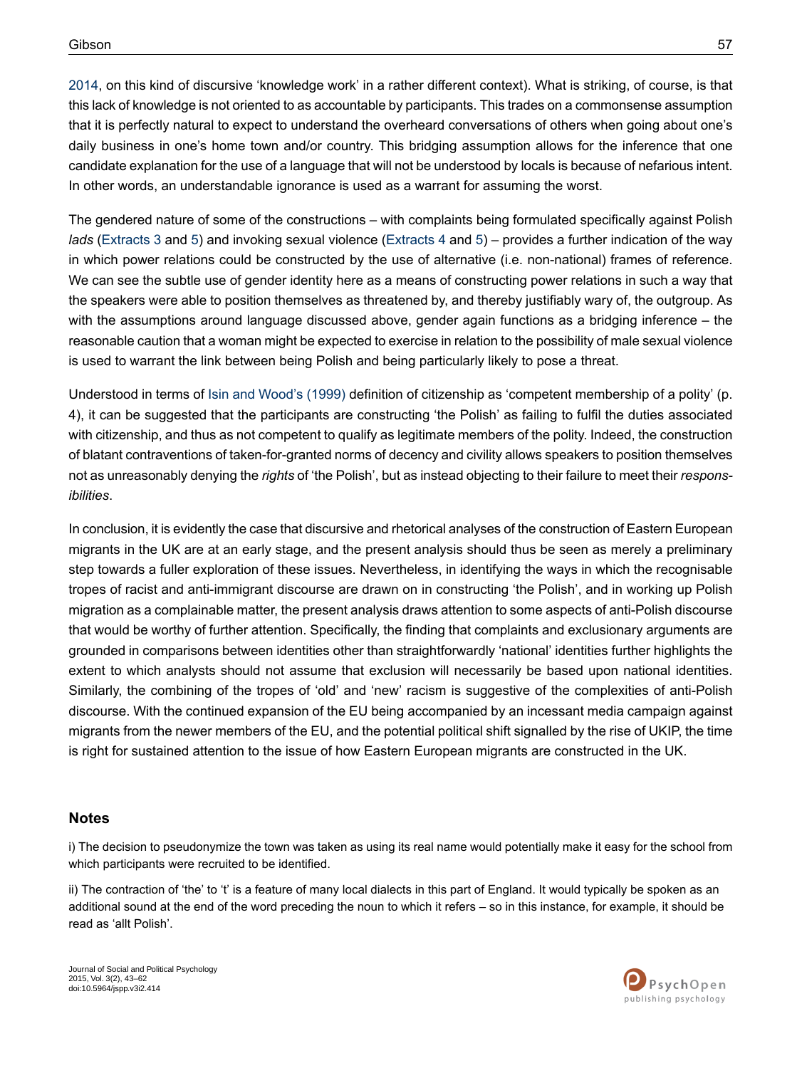2014, on this kind of discursive 'knowledge work' in a rather different context). What is striking, of course, is that this lack of knowledge is not oriented to as accountable by participants. This trades on a commonsense assumption that it is perfectly natural to expect to understand the overheard conversations of others when going about one's daily business in one's home town and/or country. This bridging assumption allows for the inference that one candidate explanation for the use of a language that will not be understood by locals is because of nefarious intent. In other words, an understandable ignorance is used as a warrant for assuming the worst.

The gendered nature of some of the constructions – with complaints being formulated specifically against Polish *lads* (Extracts 3 and 5) and invoking sexual violence (Extracts 4 and 5) – provides a further indication of the way in which power relations could be constructed by the use of alternative (i.e. non-national) frames of reference. We can see the subtle use of gender identity here as a means of constructing power relations in such a way that the speakers were able to position themselves as threatened by, and thereby justifiably wary of, the outgroup. As with the assumptions around language discussed above, gender again functions as a bridging inference – the reasonable caution that a woman might be expected to exercise in relation to the possibility of male sexual violence is used to warrant the link between being Polish and being particularly likely to pose a threat.

Understood in terms of Isin and Wood's (1999) definition of citizenship as 'competent membership of a polity' (p. 4), it can be suggested that the participants are constructing 'the Polish' as failing to fulfil the duties associated with citizenship, and thus as not competent to qualify as legitimate members of the polity. Indeed, the construction of blatant contraventions of taken-for-granted norms of decency and civility allows speakers to position themselves not as unreasonably denying the *rights* of 'the Polish', but as instead objecting to their failure to meet their *responsibilities*.

In conclusion, it is evidently the case that discursive and rhetorical analyses of the construction of Eastern European migrants in the UK are at an early stage, and the present analysis should thus be seen as merely a preliminary step towards a fuller exploration of these issues. Nevertheless, in identifying the ways in which the recognisable tropes of racist and anti-immigrant discourse are drawn on in constructing 'the Polish', and in working up Polish migration as a complainable matter, the present analysis draws attention to some aspects of anti-Polish discourse that would be worthy of further attention. Specifically, the finding that complaints and exclusionary arguments are grounded in comparisons between identities other than straightforwardly 'national' identities further highlights the extent to which analysts should not assume that exclusion will necessarily be based upon national identities. Similarly, the combining of the tropes of 'old' and 'new' racism is suggestive of the complexities of anti-Polish discourse. With the continued expansion of the EU being accompanied by an incessant media campaign against migrants from the newer members of the EU, and the potential political shift signalled by the rise of UKIP, the time is right for sustained attention to the issue of how Eastern European migrants are constructed in the UK.

## Notes

i) The decision to pseudonymize the town was taken as using its real name would potentially make it easy for the school from which participants were recruited to be identified.

ii) The contraction of 'the' to 't' is a feature of many local dialects in this part of England. It would typically be spoken as an additional sound at the end of the word preceding the noun to which it refers – so in this instance, for example, it should be read as 'allt Polish'.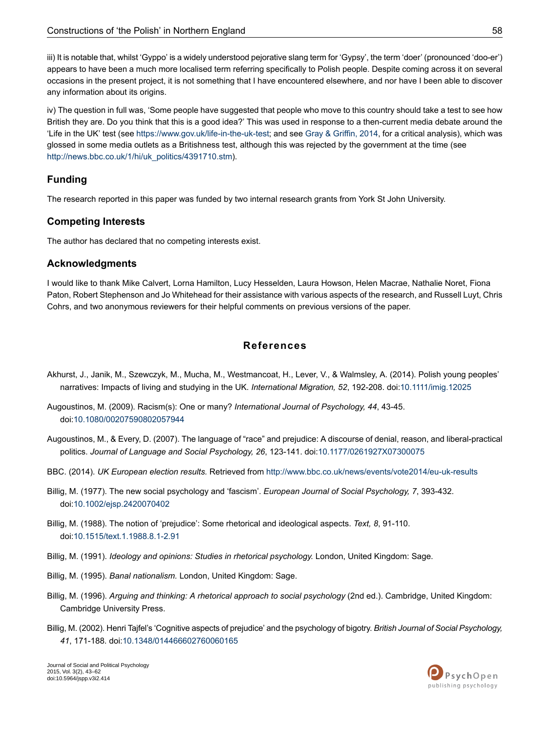iii) It is notable that, whilst 'Gyppo' is a widely understood pejorative slang term for 'Gypsy', the term 'doer' (pronounced 'doo-er') appears to have been a much more localised term referring specifically to Polish people. Despite coming across it on several occasions in the present project, it is not something that I have encountered elsewhere, and nor have I been able to discover any information about its origins.

iv) The question in full was, 'Some people have suggested that people who move to this country should take a test to see how British they are. Do you think that this is a good idea?' This was used in response to a then-current media debate around the 'Life in the UK' test (see https://www.gov.uk/life-in-the-uk-test; and see Gray & Griffin, 2014, for a critical analysis), which was glossed in some media outlets as a Britishness test, although this was rejected by the government at the time (see http://news.bbc.co.uk/1/hi/uk_politics/4391710.stm).

## Funding

The research reported in this paper was funded by two internal research grants from York St John University.

## Competing Interests

The author has declared that no competing interests exist.

## Acknowledgments

I would like to thank Mike Calvert, Lorna Hamilton, Lucy Hesselden, Laura Howson, Helen Macrae, Nathalie Noret, Fiona Paton, Robert Stephenson and Jo Whitehead for their assistance with various aspects of the research, and Russell Luyt, Chris Cohrs, and two anonymous reviewers for their helpful comments on previous versions of the paper.

## References

Akhurst, J., Janik, M., Szewczyk, M., Mucha, M., Westmancoat, H., Lever, V., & Walmsley, A. (2014). Polish young peoples' narratives: Impacts of living and studying in the UK. *International Migration, 52*, 192-208. doi:10.1111/imig.12025

Augoustinos, M. (2009). Racism(s): One or many? *International Journal of Psychology, 44*, 43-45. doi:10.1080/00207590802057944

Augoustinos, M., & Every, D. (2007). The language of "race" and prejudice: A discourse of denial, reason, and liberal-practical politics. *Journal of Language and Social Psychology, 26*, 123-141. doi:10.1177/0261927X07300075

BBC. (2014). *UK European election results.* Retrieved from http://www.bbc.co.uk/news/events/vote2014/eu-uk-results

Billig, M. (1977). The new social psychology and 'fascism'. *European Journal of Social Psychology, 7*, 393-432. doi:10.1002/ejsp.2420070402

Billig, M. (1988). The notion of 'prejudice': Some rhetorical and ideological aspects. *Text, 8*, 91-110. doi:10.1515/text.1.1988.8.1-2.91

Billig, M. (1991). *Ideology and opinions: Studies in rhetorical psychology.* London, United Kingdom: Sage.

Billig, M. (1995). *Banal nationalism.* London, United Kingdom: Sage.

Billig, M. (1996). *Arguing and thinking: A rhetorical approach to social psychology* (2nd ed.). Cambridge, United Kingdom: Cambridge University Press.

Billig, M. (2002). Henri Tajfel's 'Cognitive aspects of prejudice' and the psychology of bigotry. *British Journal of Social Psychology, 41*, 171-188. doi:10.1348/014466602760060165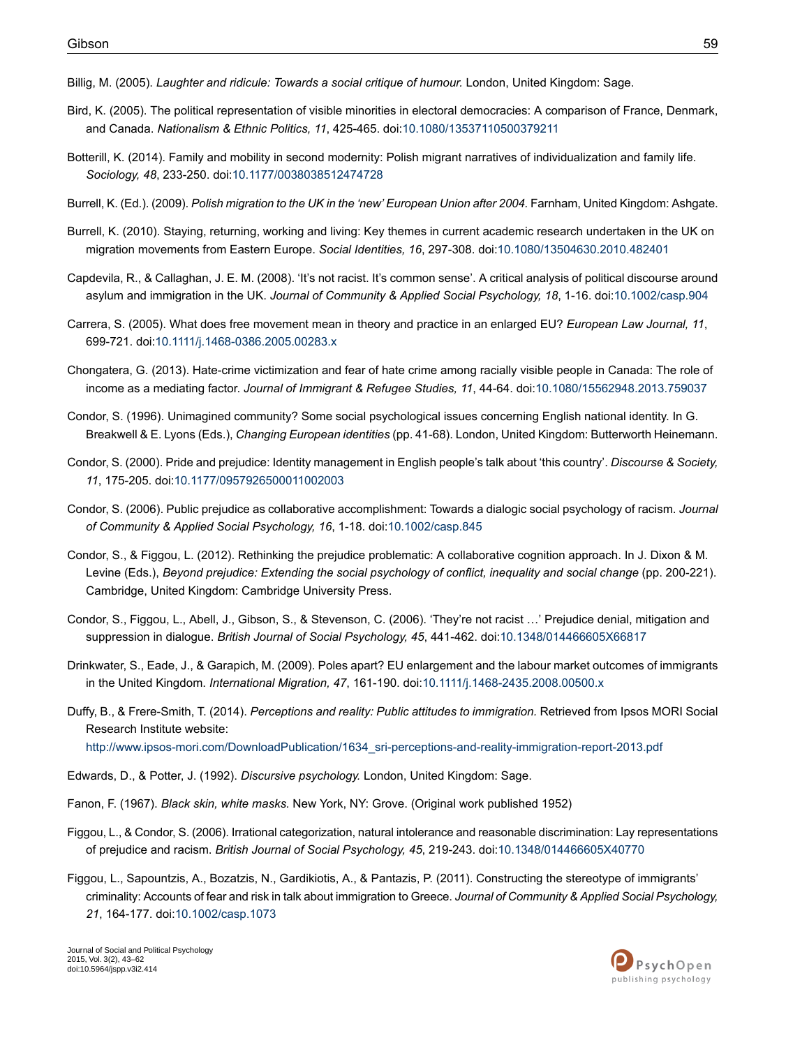Billig, M. (2005). *Laughter and ridicule: Towards a social critique of humour.* London, United Kingdom: Sage.

Bird, K. (2005). The political representation of visible minorities in electoral democracies: A comparison of France, Denmark, and Canada. *Nationalism & Ethnic Politics, 11*, 425-465. doi:10.1080/13537110500379211

Botterill, K. (2014). Family and mobility in second modernity: Polish migrant narratives of individualization and family life. *Sociology, 48*, 233-250. doi:10.1177/0038038512474728

Burrell, K. (Ed.). (2009). *Polish migration to the UK in the 'new' European Union after 2004.* Farnham, United Kingdom: Ashgate.

Burrell, K. (2010). Staying, returning, working and living: Key themes in current academic research undertaken in the UK on migration movements from Eastern Europe. *Social Identities, 16*, 297-308. doi:10.1080/13504630.2010.482401

Capdevila, R., & Callaghan, J. E. M. (2008). 'It's not racist. It's common sense'. A critical analysis of political discourse around asylum and immigration in the UK. *Journal of Community & Applied Social Psychology, 18*, 1-16. doi:10.1002/casp.904

Carrera, S. (2005). What does free movement mean in theory and practice in an enlarged EU? *European Law Journal, 11*, 699-721. doi:10.1111/j.1468-0386.2005.00283.x

Chongatera, G. (2013). Hate-crime victimization and fear of hate crime among racially visible people in Canada: The role of income as a mediating factor. *Journal of Immigrant & Refugee Studies, 11*, 44-64. doi:10.1080/15562948.2013.759037

Condor, S. (1996). Unimagined community? Some social psychological issues concerning English national identity. In G. Breakwell & E. Lyons (Eds.), *Changing European identities* (pp. 41-68). London, United Kingdom: Butterworth Heinemann.

Condor, S. (2000). Pride and prejudice: Identity management in English people's talk about 'this country'. *Discourse & Society, 11*, 175-205. doi:10.1177/0957926500011002003

Condor, S. (2006). Public prejudice as collaborative accomplishment: Towards a dialogic social psychology of racism. *Journal of Community & Applied Social Psychology, 16*, 1-18. doi:10.1002/casp.845

Condor, S., & Figgou, L. (2012). Rethinking the prejudice problematic: A collaborative cognition approach. In J. Dixon & M. Levine (Eds.), *Beyond prejudice: Extending the social psychology of conflict, inequality and social change* (pp. 200-221). Cambridge, United Kingdom: Cambridge University Press.

Condor, S., Figgou, L., Abell, J., Gibson, S., & Stevenson, C. (2006). 'They're not racist …' Prejudice denial, mitigation and suppression in dialogue. *British Journal of Social Psychology, 45*, 441-462. doi:10.1348/014466605X66817

Drinkwater, S., Eade, J., & Garapich, M. (2009). Poles apart? EU enlargement and the labour market outcomes of immigrants in the United Kingdom. *International Migration, 47*, 161-190. doi:10.1111/j.1468-2435.2008.00500.x

Duffy, B., & Frere-Smith, T. (2014). *Perceptions and reality: Public attitudes to immigration.* Retrieved from Ipsos MORI Social Research Institute website: http://www.ipsos-mori.com/DownloadPublication/1634_sri-perceptions-and-reality-immigration-report-2013.pdf

Edwards, D., & Potter, J. (1992). *Discursive psychology.* London, United Kingdom: Sage.

Fanon, F. (1967). *Black skin, white masks.* New York, NY: Grove. (Original work published 1952)

Figgou, L., & Condor, S. (2006). Irrational categorization, natural intolerance and reasonable discrimination: Lay representations of prejudice and racism. *British Journal of Social Psychology, 45*, 219-243. doi:10.1348/014466605X40770

Figgou, L., Sapountzis, A., Bozatzis, N., Gardikiotis, A., & Pantazis, P. (2011). Constructing the stereotype of immigrants' criminality: Accounts of fear and risk in talk about immigration to Greece. *Journal of Community & Applied Social Psychology, 21*, 164-177. doi:10.1002/casp.1073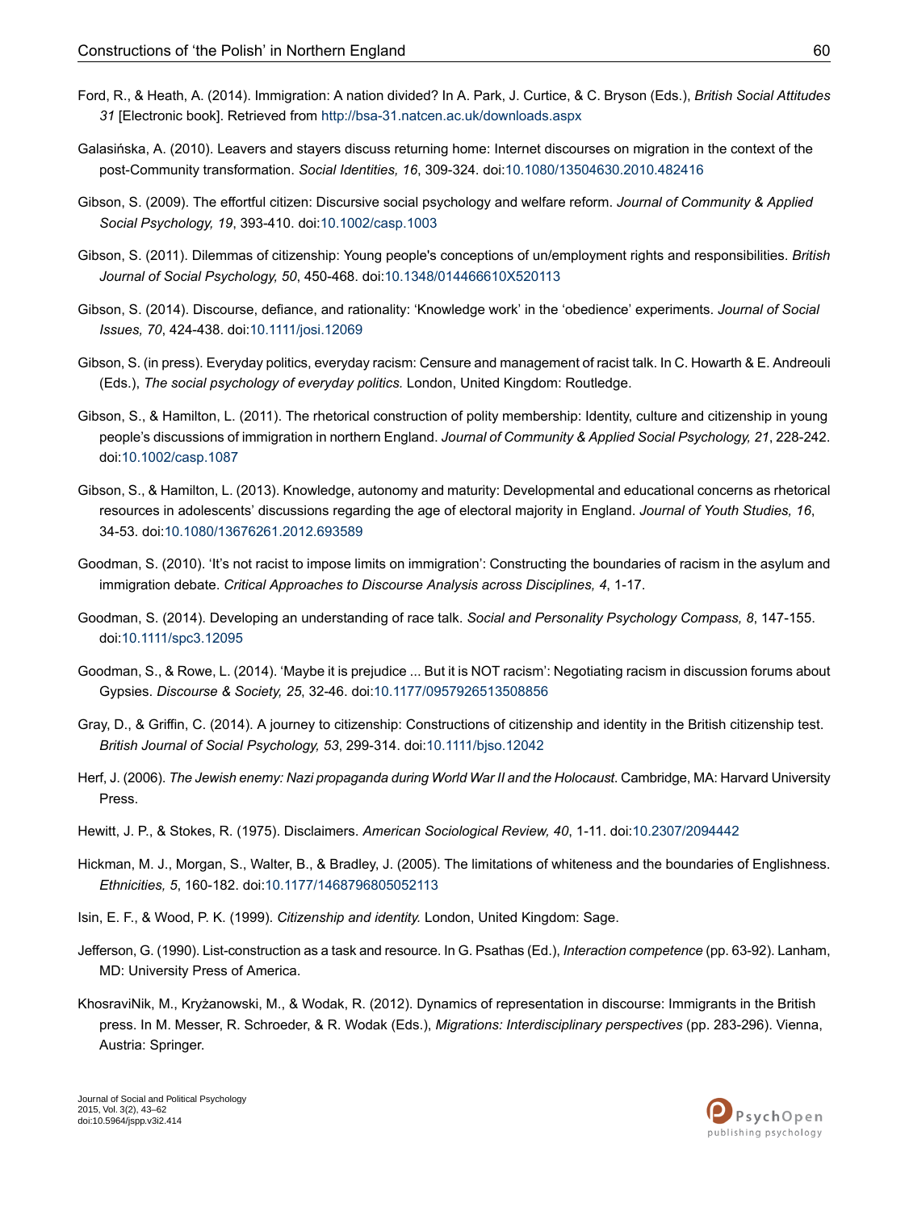Ford, R., & Heath, A. (2014). Immigration: A nation divided? In A. Park, J. Curtice, & C. Bryson (Eds.), *British Social Attitudes 31* [Electronic book]. Retrieved from http://bsa-31.natcen.ac.uk/downloads.aspx

Galasińska, A. (2010). Leavers and stayers discuss returning home: Internet discourses on migration in the context of the post-Community transformation. *Social Identities, 16*, 309-324. doi:10.1080/13504630.2010.482416

Gibson, S. (2009). The effortful citizen: Discursive social psychology and welfare reform. *Journal of Community & Applied Social Psychology, 19*, 393-410. doi:10.1002/casp.1003

Gibson, S. (2011). Dilemmas of citizenship: Young people's conceptions of un/employment rights and responsibilities. *British Journal of Social Psychology, 50*, 450-468. doi:10.1348/014466610X520113

Gibson, S. (2014). Discourse, defiance, and rationality: 'Knowledge work' in the 'obedience' experiments. *Journal of Social Issues, 70*, 424-438. doi:10.1111/josi.12069

Gibson, S. (in press). Everyday politics, everyday racism: Censure and management of racist talk. In C. Howarth & E. Andreouli (Eds.), *The social psychology of everyday politics.* London, United Kingdom: Routledge.

Gibson, S., & Hamilton, L. (2011). The rhetorical construction of polity membership: Identity, culture and citizenship in young people's discussions of immigration in northern England. *Journal of Community & Applied Social Psychology, 21*, 228-242. doi:10.1002/casp.1087

Gibson, S., & Hamilton, L. (2013). Knowledge, autonomy and maturity: Developmental and educational concerns as rhetorical resources in adolescents' discussions regarding the age of electoral majority in England. *Journal of Youth Studies, 16*, 34-53. doi:10.1080/13676261.2012.693589

Goodman, S. (2010). 'It's not racist to impose limits on immigration': Constructing the boundaries of racism in the asylum and immigration debate. *Critical Approaches to Discourse Analysis across Disciplines, 4*, 1-17.

Goodman, S. (2014). Developing an understanding of race talk. *Social and Personality Psychology Compass, 8*, 147-155. doi:10.1111/spc3.12095

Goodman, S., & Rowe, L. (2014). 'Maybe it is prejudice ... But it is NOT racism': Negotiating racism in discussion forums about Gypsies. *Discourse & Society, 25*, 32-46. doi:10.1177/0957926513508856

Gray, D., & Griffin, C. (2014). A journey to citizenship: Constructions of citizenship and identity in the British citizenship test. *British Journal of Social Psychology, 53*, 299-314. doi:10.1111/bjso.12042

Herf, J. (2006). *The Jewish enemy: Nazi propaganda during World War II and the Holocaust*. Cambridge, MA: Harvard University Press.

Hewitt, J. P., & Stokes, R. (1975). Disclaimers. *American Sociological Review, 40*, 1-11. doi:10.2307/2094442

Hickman, M. J., Morgan, S., Walter, B., & Bradley, J. (2005). The limitations of whiteness and the boundaries of Englishness. *Ethnicities, 5*, 160-182. doi:10.1177/1468796805052113

Isin, E. F., & Wood, P. K. (1999). *Citizenship and identity.* London, United Kingdom: Sage.

Jefferson, G. (1990). List-construction as a task and resource. In G. Psathas (Ed.), *Interaction competence* (pp. 63-92). Lanham, MD: University Press of America.

KhosraviNik, M., Kryżanowski, M., & Wodak, R. (2012). Dynamics of representation in discourse: Immigrants in the British press. In M. Messer, R. Schroeder, & R. Wodak (Eds.), *Migrations: Interdisciplinary perspectives* (pp. 283-296). Vienna, Austria: Springer.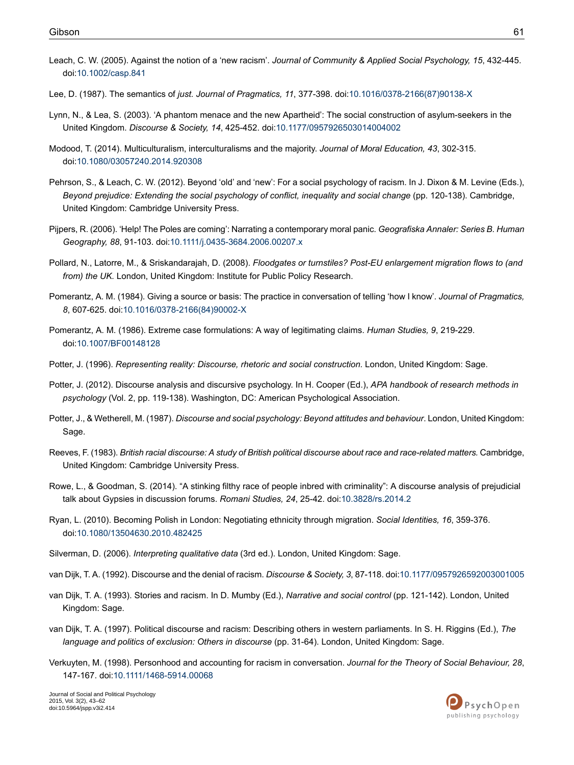Leach, C. W. (2005). Against the notion of a 'new racism'. *Journal of Community & Applied Social Psychology, 15*, 432-445. doi:10.1002/casp.841

Lee, D. (1987). The semantics of *just. Journal of Pragmatics, 11*, 377-398. doi:10.1016/0378-2166(87)90138-X

Lynn, N., & Lea, S. (2003). 'A phantom menace and the new Apartheid': The social construction of asylum-seekers in the United Kingdom. *Discourse & Society, 14*, 425-452. doi:10.1177/0957926503014004002

Modood, T. (2014). Multiculturalism, interculturalisms and the majority. *Journal of Moral Education, 43*, 302-315. doi:10.1080/03057240.2014.920308

Pehrson, S., & Leach, C. W. (2012). Beyond 'old' and 'new': For a social psychology of racism. In J. Dixon & M. Levine (Eds.), *Beyond prejudice: Extending the social psychology of conflict, inequality and social change* (pp. 120-138). Cambridge, United Kingdom: Cambridge University Press.

Pijpers, R. (2006). 'Help! The Poles are coming': Narrating a contemporary moral panic. *Geografiska Annaler: Series B. Human Geography, 88*, 91-103. doi:10.1111/j.0435-3684.2006.00207.x

Pollard, N., Latorre, M., & Sriskandarajah, D. (2008). *Floodgates or turnstiles? Post-EU enlargement migration flows to (and from) the UK.* London, United Kingdom: Institute for Public Policy Research.

Pomerantz, A. M. (1984). Giving a source or basis: The practice in conversation of telling 'how I know'. *Journal of Pragmatics, 8*, 607-625. doi:10.1016/0378-2166(84)90002-X

Pomerantz, A. M. (1986). Extreme case formulations: A way of legitimating claims. *Human Studies, 9*, 219-229. doi:10.1007/BF00148128

Potter, J. (1996). *Representing reality: Discourse, rhetoric and social construction.* London, United Kingdom: Sage.

Potter, J. (2012). Discourse analysis and discursive psychology. In H. Cooper (Ed.), *APA handbook of research methods in psychology* (Vol. 2, pp. 119-138). Washington, DC: American Psychological Association.

Potter, J., & Wetherell, M. (1987). *Discourse and social psychology: Beyond attitudes and behaviour*. London, United Kingdom: Sage.

Reeves, F. (1983). *British racial discourse: A study of British political discourse about race and race-related matters.* Cambridge, United Kingdom: Cambridge University Press.

Rowe, L., & Goodman, S. (2014). "A stinking filthy race of people inbred with criminality": A discourse analysis of prejudicial talk about Gypsies in discussion forums. *Romani Studies, 24*, 25-42. doi:10.3828/rs.2014.2

Ryan, L. (2010). Becoming Polish in London: Negotiating ethnicity through migration. *Social Identities, 16*, 359-376. doi:10.1080/13504630.2010.482425

Silverman, D. (2006). *Interpreting qualitative data* (3rd ed.). London, United Kingdom: Sage.

van Dijk, T. A. (1992). Discourse and the denial of racism. *Discourse & Society, 3*, 87-118. doi:10.1177/0957926592003001005

van Dijk, T. A. (1993). Stories and racism. In D. Mumby (Ed.), *Narrative and social control* (pp. 121-142). London, United Kingdom: Sage.

van Dijk, T. A. (1997). Political discourse and racism: Describing others in western parliaments. In S. H. Riggins (Ed.), *The language and politics of exclusion: Others in discourse* (pp. 31-64). London, United Kingdom: Sage.

Verkuyten, M. (1998). Personhood and accounting for racism in conversation. *Journal for the Theory of Social Behaviour, 28*, 147-167. doi:10.1111/1468-5914.00068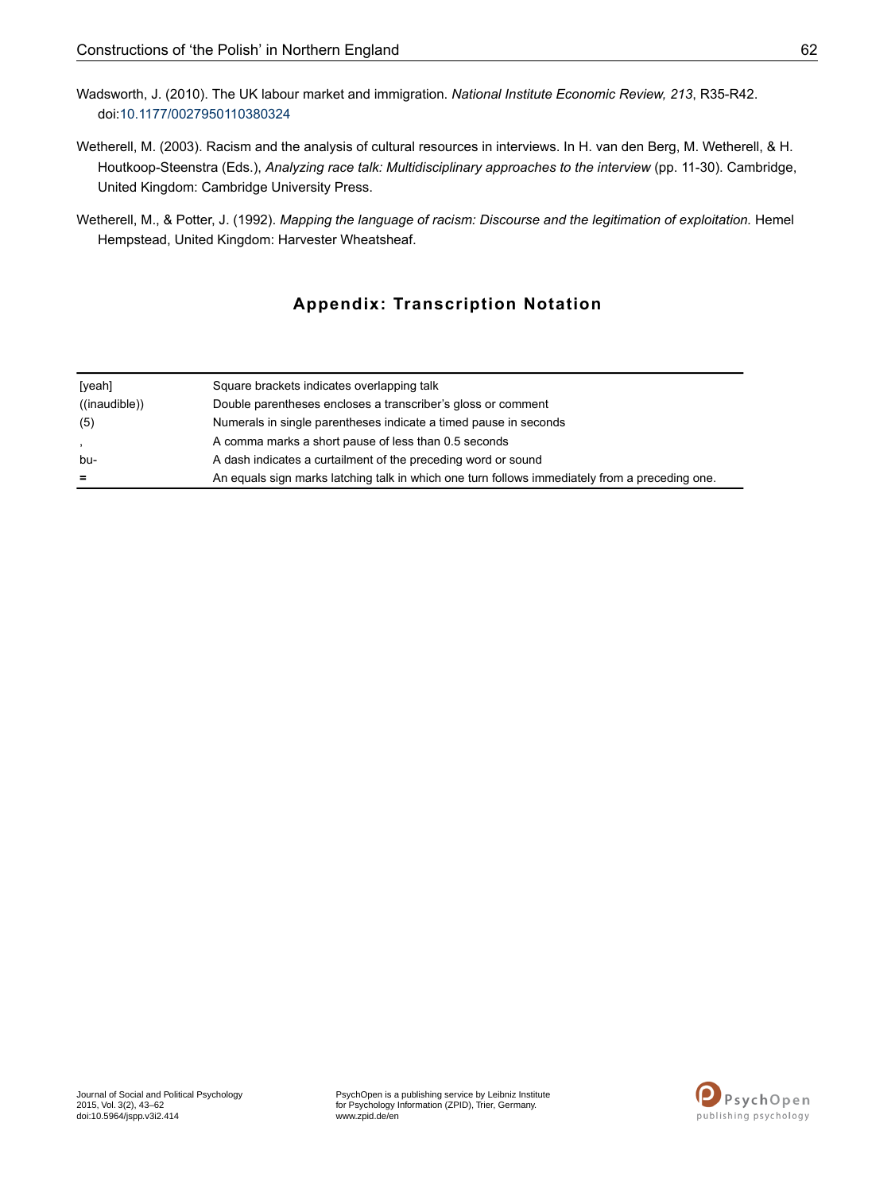Wadsworth, J. (2010). The UK labour market and immigration. *National Institute Economic Review, 213*, R35-R42. doi:10.1177/0027950110380324

Wetherell, M. (2003). Racism and the analysis of cultural resources in interviews. In H. van den Berg, M. Wetherell, & H. Houtkoop-Steenstra (Eds.), *Analyzing race talk: Multidisciplinary approaches to the interview* (pp. 11-30). Cambridge, United Kingdom: Cambridge University Press.

Wetherell, M., & Potter, J. (1992). *Mapping the language of racism: Discourse and the legitimation of exploitation.* Hemel Hempstead, United Kingdom: Harvester Wheatsheaf.

## Appendix: Transcription Notation

| | |
|---|---|
| [yeah] | Square brackets indicates overlapping talk |
| ((inaudible)) | Double parentheses encloses a transcriber's gloss or comment |
| (5) | Numerals in single parentheses indicate a timed pause in seconds |
| , | A comma marks a short pause of less than 0.5 seconds |
| bu- | A dash indicates a curtailment of the preceding word or sound |
| = | An equals sign marks latching talk in which one turn follows immediately from a preceding one. |